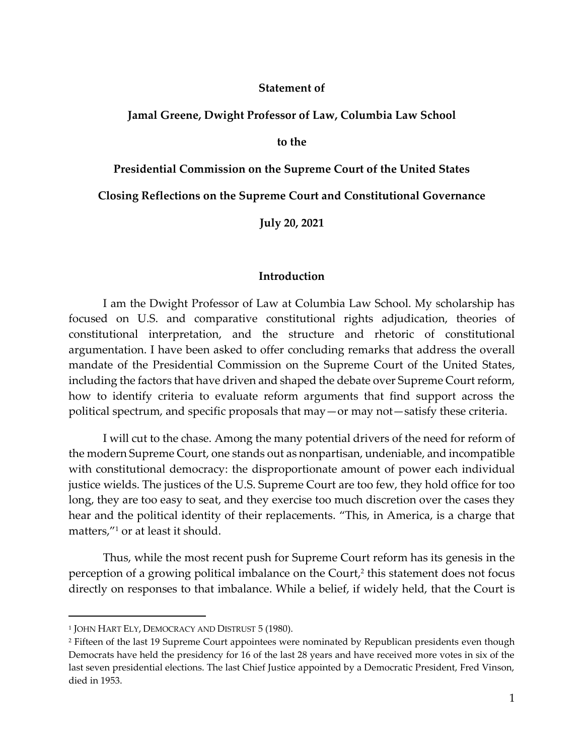**Statement of**

**Jamal Greene, Dwight Professor of Law, Columbia Law School**

**to the**

**Presidential Commission on the Supreme Court of the United States**

**Closing Reflections on the Supreme Court and Constitutional Governance**

**July 20, 2021**

## Introduction

I am the Dwight Professor of Law at Columbia Law School. My scholarship has focused on U.S. and comparative constitutional rights adjudication, theories of constitutional interpretation, and the structure and rhetoric of constitutional argumentation. I have been asked to offer concluding remarks that address the overall mandate of the Presidential Commission on the Supreme Court of the United States, including the factors that have driven and shaped the debate over Supreme Court reform, how to identify criteria to evaluate reform arguments that find support across the political spectrum, and specific proposals that may—or may not—satisfy these criteria.

I will cut to the chase. Among the many potential drivers of the need for reform of the modern Supreme Court, one stands out as nonpartisan, undeniable, and incompatible with constitutional democracy: the disproportionate amount of power each individual justice wields. The justices of the U.S. Supreme Court are too few, they hold office for too long, they are too easy to seat, and they exercise too much discretion over the cases they hear and the political identity of their replacements. "This, in America, is a charge that matters,"[1] or at least it should.

Thus, while the most recent push for Supreme Court reform has its genesis in the perception of a growing political imbalance on the Court,[2] this statement does not focus directly on responses to that imbalance. While a belief, if widely held, that the Court is

---

[1] JOHN HART ELY, DEMOCRACY AND DISTRUST 5 (1980).

[2] Fifteen of the last 19 Supreme Court appointees were nominated by Republican presidents even though Democrats have held the presidency for 16 of the last 28 years and have received more votes in six of the last seven presidential elections. The last Chief Justice appointed by a Democratic President, Fred Vinson, died in 1953.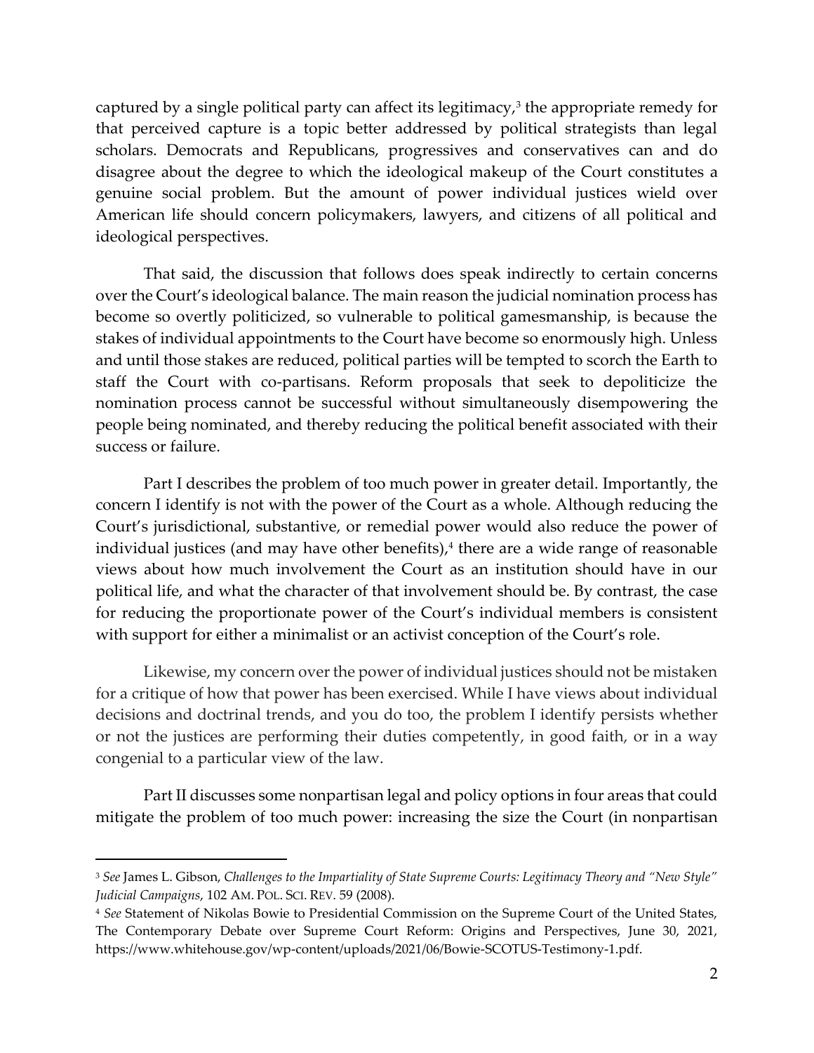captured by a single political party can affect its legitimacy,[3] the appropriate remedy for that perceived capture is a topic better addressed by political strategists than legal scholars. Democrats and Republicans, progressives and conservatives can and do disagree about the degree to which the ideological makeup of the Court constitutes a genuine social problem. But the amount of power individual justices wield over American life should concern policymakers, lawyers, and citizens of all political and ideological perspectives.

That said, the discussion that follows does speak indirectly to certain concerns over the Court's ideological balance. The main reason the judicial nomination process has become so overtly politicized, so vulnerable to political gamesmanship, is because the stakes of individual appointments to the Court have become so enormously high. Unless and until those stakes are reduced, political parties will be tempted to scorch the Earth to staff the Court with co-partisans. Reform proposals that seek to depoliticize the nomination process cannot be successful without simultaneously disempowering the people being nominated, and thereby reducing the political benefit associated with their success or failure.

Part I describes the problem of too much power in greater detail. Importantly, the concern I identify is not with the power of the Court as a whole. Although reducing the Court's jurisdictional, substantive, or remedial power would also reduce the power of individual justices (and may have other benefits),[4] there are a wide range of reasonable views about how much involvement the Court as an institution should have in our political life, and what the character of that involvement should be. By contrast, the case for reducing the proportionate power of the Court's individual members is consistent with support for either a minimalist or an activist conception of the Court's role.

Likewise, my concern over the power of individual justices should not be mistaken for a critique of how that power has been exercised. While I have views about individual decisions and doctrinal trends, and you do too, the problem I identify persists whether or not the justices are performing their duties competently, in good faith, or in a way congenial to a particular view of the law.

Part II discusses some nonpartisan legal and policy options in four areas that could mitigate the problem of too much power: increasing the size the Court (in nonpartisan

---

[3] *See* James L. Gibson, *Challenges to the Impartiality of State Supreme Courts: Legitimacy Theory and "New Style" Judicial Campaigns*, 102 AM. POL. SCI. REV. 59 (2008).

[4] *See* Statement of Nikolas Bowie to Presidential Commission on the Supreme Court of the United States, The Contemporary Debate over Supreme Court Reform: Origins and Perspectives, June 30, 2021, https://www.whitehouse.gov/wp-content/uploads/2021/06/Bowie-SCOTUS-Testimony-1.pdf.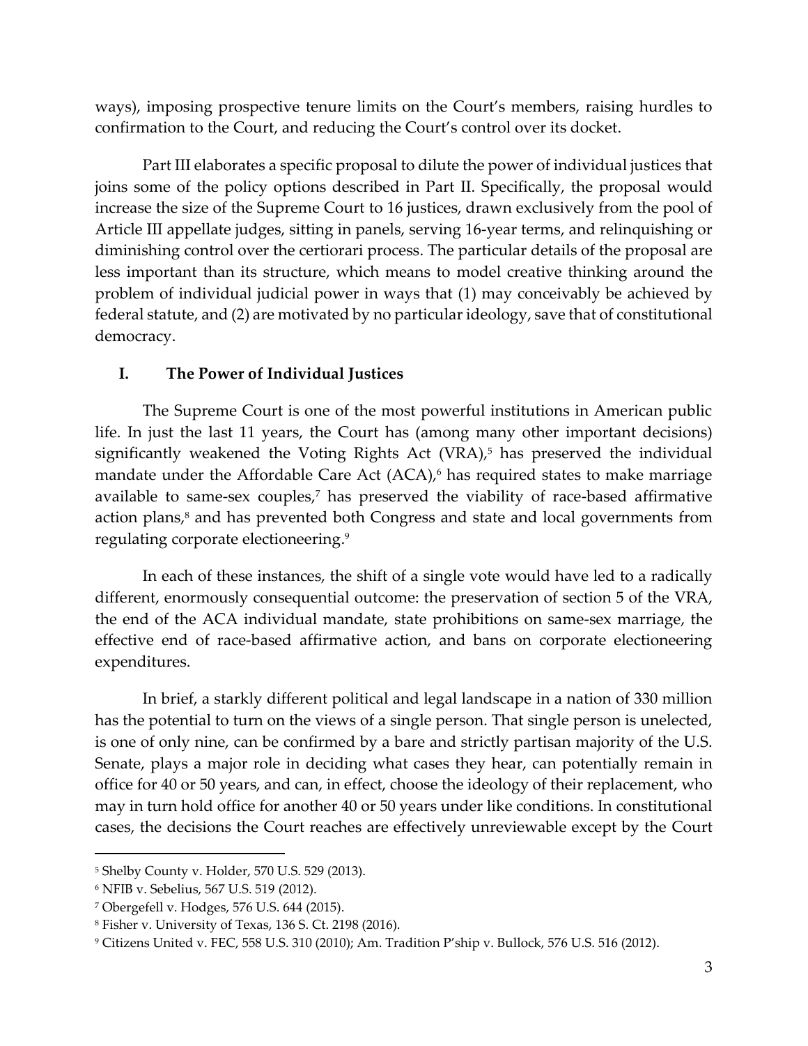ways), imposing prospective tenure limits on the Court's members, raising hurdles to confirmation to the Court, and reducing the Court's control over its docket.

Part III elaborates a specific proposal to dilute the power of individual justices that joins some of the policy options described in Part II. Specifically, the proposal would increase the size of the Supreme Court to 16 justices, drawn exclusively from the pool of Article III appellate judges, sitting in panels, serving 16-year terms, and relinquishing or diminishing control over the certiorari process. The particular details of the proposal are less important than its structure, which means to model creative thinking around the problem of individual judicial power in ways that (1) may conceivably be achieved by federal statute, and (2) are motivated by no particular ideology, save that of constitutional democracy.

## I. The Power of Individual Justices

The Supreme Court is one of the most powerful institutions in American public life. In just the last 11 years, the Court has (among many other important decisions) significantly weakened the Voting Rights Act (VRA),[5] has preserved the individual mandate under the Affordable Care Act (ACA),[6] has required states to make marriage available to same-sex couples,[7] has preserved the viability of race-based affirmative action plans,[8] and has prevented both Congress and state and local governments from regulating corporate electioneering.[9]

In each of these instances, the shift of a single vote would have led to a radically different, enormously consequential outcome: the preservation of section 5 of the VRA, the end of the ACA individual mandate, state prohibitions on same-sex marriage, the effective end of race-based affirmative action, and bans on corporate electioneering expenditures.

In brief, a starkly different political and legal landscape in a nation of 330 million has the potential to turn on the views of a single person. That single person is unelected, is one of only nine, can be confirmed by a bare and strictly partisan majority of the U.S. Senate, plays a major role in deciding what cases they hear, can potentially remain in office for 40 or 50 years, and can, in effect, choose the ideology of their replacement, who may in turn hold office for another 40 or 50 years under like conditions. In constitutional cases, the decisions the Court reaches are effectively unreviewable except by the Court

---

[5] Shelby County v. Holder, 570 U.S. 529 (2013).

[6] NFIB v. Sebelius, 567 U.S. 519 (2012).

[7] Obergefell v. Hodges, 576 U.S. 644 (2015).

[8] Fisher v. University of Texas, 136 S. Ct. 2198 (2016).

[9] Citizens United v. FEC, 558 U.S. 310 (2010); Am. Tradition P'ship v. Bullock, 576 U.S. 516 (2012).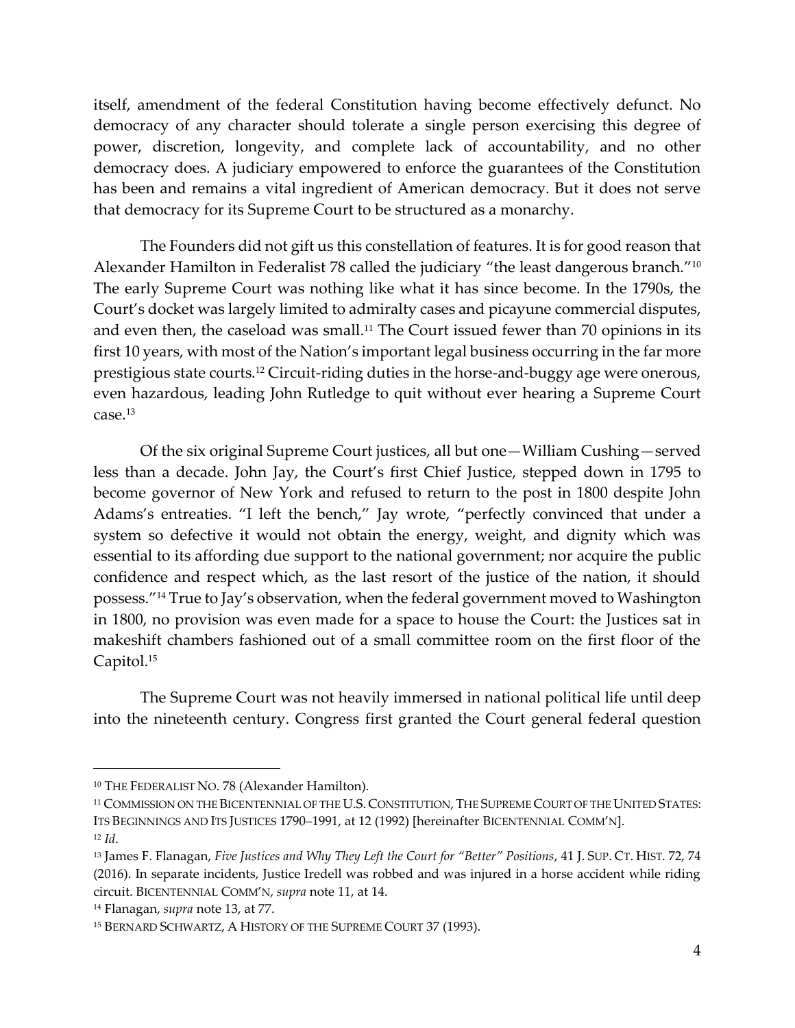itself, amendment of the federal Constitution having become effectively defunct. No democracy of any character should tolerate a single person exercising this degree of power, discretion, longevity, and complete lack of accountability, and no other democracy does. A judiciary empowered to enforce the guarantees of the Constitution has been and remains a vital ingredient of American democracy. But it does not serve that democracy for its Supreme Court to be structured as a monarchy.

The Founders did not gift us this constellation of features. It is for good reason that Alexander Hamilton in Federalist 78 called the judiciary "the least dangerous branch."[10] The early Supreme Court was nothing like what it has since become. In the 1790s, the Court's docket was largely limited to admiralty cases and picayune commercial disputes, and even then, the caseload was small.[11] The Court issued fewer than 70 opinions in its first 10 years, with most of the Nation's important legal business occurring in the far more prestigious state courts.[12] Circuit-riding duties in the horse-and-buggy age were onerous, even hazardous, leading John Rutledge to quit without ever hearing a Supreme Court case.[13]

Of the six original Supreme Court justices, all but one—William Cushing—served less than a decade. John Jay, the Court's first Chief Justice, stepped down in 1795 to become governor of New York and refused to return to the post in 1800 despite John Adams's entreaties. "I left the bench," Jay wrote, "perfectly convinced that under a system so defective it would not obtain the energy, weight, and dignity which was essential to its affording due support to the national government; nor acquire the public confidence and respect which, as the last resort of the justice of the nation, it should possess."[14] True to Jay's observation, when the federal government moved to Washington in 1800, no provision was even made for a space to house the Court: the Justices sat in makeshift chambers fashioned out of a small committee room on the first floor of the Capitol.[15]

The Supreme Court was not heavily immersed in national political life until deep into the nineteenth century. Congress first granted the Court general federal question

---

[10] THE FEDERALIST NO. 78 (Alexander Hamilton).

[11] COMMISSION ON THE BICENTENNIAL OF THE U.S. CONSTITUTION, THE SUPREME COURT OF THE UNITED STATES: ITS BEGINNINGS AND ITS JUSTICES 1790–1991, at 12 (1992) [hereinafter BICENTENNIAL COMM'N].

[12] *Id*.

[13] James F. Flanagan, *Five Justices and Why They Left the Court for "Better" Positions*, 41 J. SUP. CT. HIST. 72, 74 (2016). In separate incidents, Justice Iredell was robbed and was injured in a horse accident while riding circuit. BICENTENNIAL COMM'N, *supra* note 11, at 14.

[14] Flanagan, *supra* note 13, at 77.

[15] BERNARD SCHWARTZ, A HISTORY OF THE SUPREME COURT 37 (1993).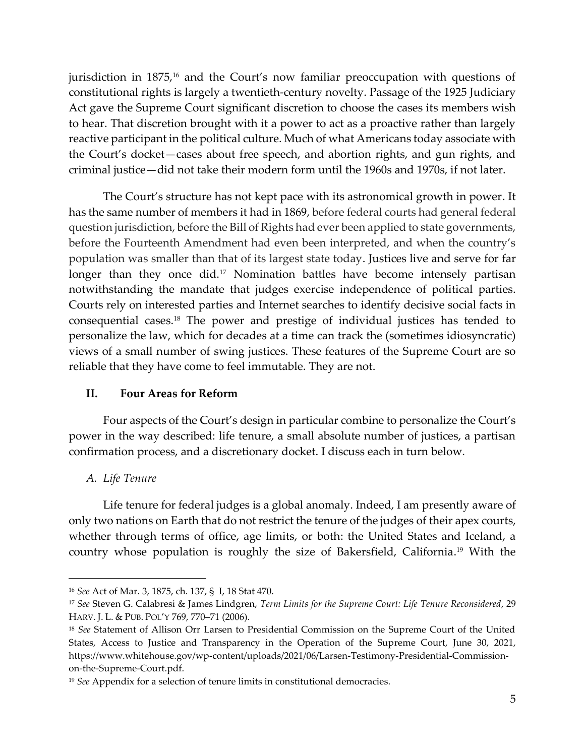jurisdiction in 1875,[16] and the Court's now familiar preoccupation with questions of constitutional rights is largely a twentieth-century novelty. Passage of the 1925 Judiciary Act gave the Supreme Court significant discretion to choose the cases its members wish to hear. That discretion brought with it a power to act as a proactive rather than largely reactive participant in the political culture. Much of what Americans today associate with the Court's docket—cases about free speech, and abortion rights, and gun rights, and criminal justice—did not take their modern form until the 1960s and 1970s, if not later.

The Court's structure has not kept pace with its astronomical growth in power. It has the same number of members it had in 1869, before federal courts had general federal question jurisdiction, before the Bill of Rights had ever been applied to state governments, before the Fourteenth Amendment had even been interpreted, and when the country's population was smaller than that of its largest state today. Justices live and serve for far longer than they once did.[17] Nomination battles have become intensely partisan notwithstanding the mandate that judges exercise independence of political parties. Courts rely on interested parties and Internet searches to identify decisive social facts in consequential cases.[18] The power and prestige of individual justices has tended to personalize the law, which for decades at a time can track the (sometimes idiosyncratic) views of a small number of swing justices. These features of the Supreme Court are so reliable that they have come to feel immutable. They are not.

## II. Four Areas for Reform

Four aspects of the Court's design in particular combine to personalize the Court's power in the way described: life tenure, a small absolute number of justices, a partisan confirmation process, and a discretionary docket. I discuss each in turn below.

### *A. Life Tenure*

Life tenure for federal judges is a global anomaly. Indeed, I am presently aware of only two nations on Earth that do not restrict the tenure of the judges of their apex courts, whether through terms of office, age limits, or both: the United States and Iceland, a country whose population is roughly the size of Bakersfield, California.[19] With the

---

[16] *See* Act of Mar. 3, 1875, ch. 137, § I, 18 Stat 470.

[17] *See* Steven G. Calabresi & James Lindgren, *Term Limits for the Supreme Court: Life Tenure Reconsidered*, 29 HARV. J. L. & PUB. POL'Y 769, 770–71 (2006).

[18] *See* Statement of Allison Orr Larsen to Presidential Commission on the Supreme Court of the United States, Access to Justice and Transparency in the Operation of the Supreme Court, June 30, 2021, https://www.whitehouse.gov/wp-content/uploads/2021/06/Larsen-Testimony-Presidential-Commission-on-the-Supreme-Court.pdf.

[19] *See* Appendix for a selection of tenure limits in constitutional democracies.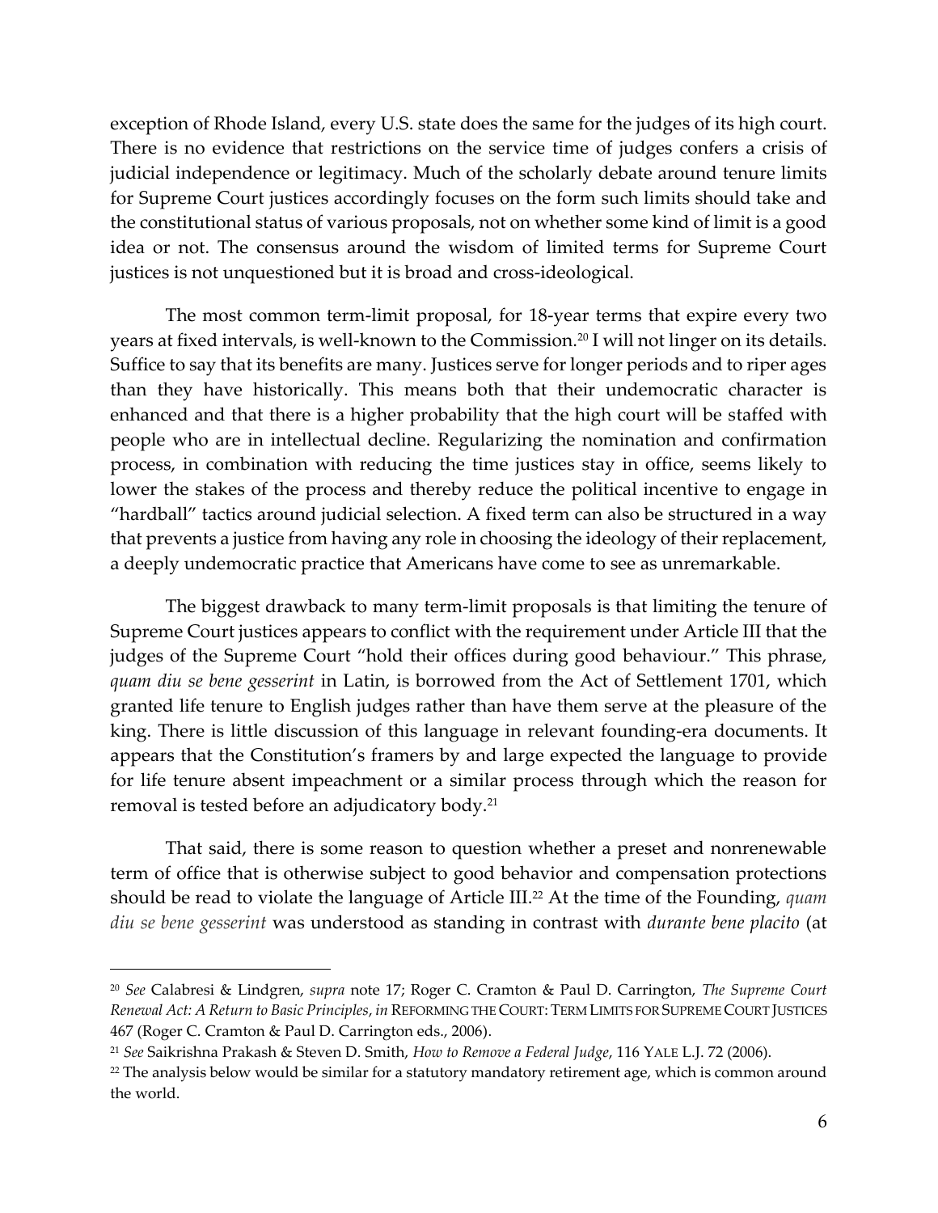exception of Rhode Island, every U.S. state does the same for the judges of its high court. There is no evidence that restrictions on the service time of judges confers a crisis of judicial independence or legitimacy. Much of the scholarly debate around tenure limits for Supreme Court justices accordingly focuses on the form such limits should take and the constitutional status of various proposals, not on whether some kind of limit is a good idea or not. The consensus around the wisdom of limited terms for Supreme Court justices is not unquestioned but it is broad and cross-ideological.

The most common term-limit proposal, for 18-year terms that expire every two years at fixed intervals, is well-known to the Commission.[20] I will not linger on its details. Suffice to say that its benefits are many. Justices serve for longer periods and to riper ages than they have historically. This means both that their undemocratic character is enhanced and that there is a higher probability that the high court will be staffed with people who are in intellectual decline. Regularizing the nomination and confirmation process, in combination with reducing the time justices stay in office, seems likely to lower the stakes of the process and thereby reduce the political incentive to engage in "hardball" tactics around judicial selection. A fixed term can also be structured in a way that prevents a justice from having any role in choosing the ideology of their replacement, a deeply undemocratic practice that Americans have come to see as unremarkable.

The biggest drawback to many term-limit proposals is that limiting the tenure of Supreme Court justices appears to conflict with the requirement under Article III that the judges of the Supreme Court "hold their offices during good behaviour." This phrase, *quam diu se bene gesserint* in Latin, is borrowed from the Act of Settlement 1701, which granted life tenure to English judges rather than have them serve at the pleasure of the king. There is little discussion of this language in relevant founding-era documents. It appears that the Constitution's framers by and large expected the language to provide for life tenure absent impeachment or a similar process through which the reason for removal is tested before an adjudicatory body.[21]

That said, there is some reason to question whether a preset and nonrenewable term of office that is otherwise subject to good behavior and compensation protections should be read to violate the language of Article III.[22] At the time of the Founding, *quam diu se bene gesserint* was understood as standing in contrast with *durante bene placito* (at

---

[20] *See* Calabresi & Lindgren, *supra* note 17; Roger C. Cramton & Paul D. Carrington, *The Supreme Court Renewal Act: A Return to Basic Principles*, *in* REFORMING THE COURT: TERM LIMITS FOR SUPREME COURT JUSTICES 467 (Roger C. Cramton & Paul D. Carrington eds., 2006).

[21] *See* Saikrishna Prakash & Steven D. Smith, *How to Remove a Federal Judge*, 116 YALE L.J. 72 (2006).

[22] The analysis below would be similar for a statutory mandatory retirement age, which is common around the world.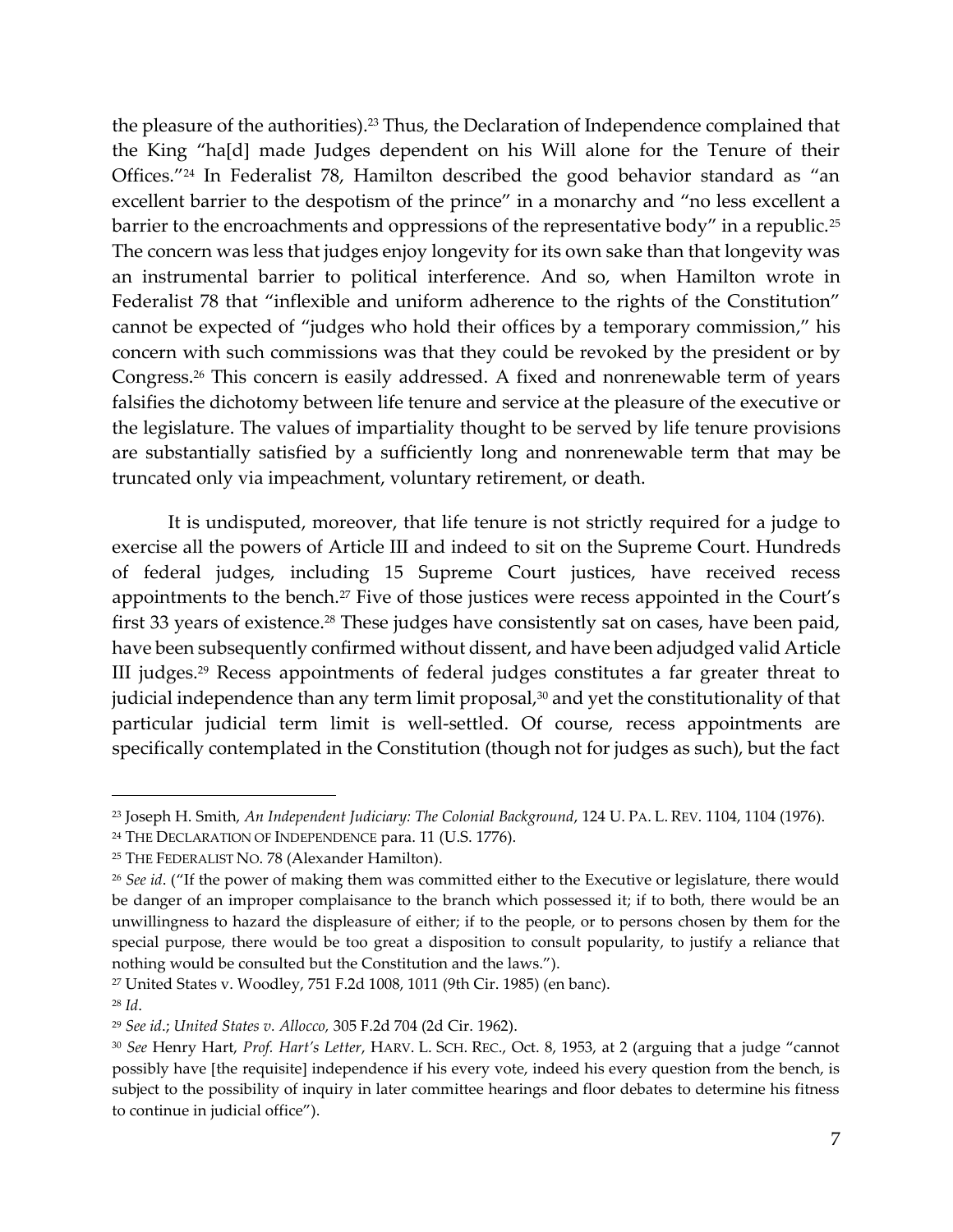the pleasure of the authorities).[23] Thus, the Declaration of Independence complained that the King "ha[d] made Judges dependent on his Will alone for the Tenure of their Offices."[24] In Federalist 78, Hamilton described the good behavior standard as "an excellent barrier to the despotism of the prince" in a monarchy and "no less excellent a barrier to the encroachments and oppressions of the representative body" in a republic.[25] The concern was less that judges enjoy longevity for its own sake than that longevity was an instrumental barrier to political interference. And so, when Hamilton wrote in Federalist 78 that "inflexible and uniform adherence to the rights of the Constitution" cannot be expected of "judges who hold their offices by a temporary commission," his concern with such commissions was that they could be revoked by the president or by Congress.[26] This concern is easily addressed. A fixed and nonrenewable term of years falsifies the dichotomy between life tenure and service at the pleasure of the executive or the legislature. The values of impartiality thought to be served by life tenure provisions are substantially satisfied by a sufficiently long and nonrenewable term that may be truncated only via impeachment, voluntary retirement, or death.

It is undisputed, moreover, that life tenure is not strictly required for a judge to exercise all the powers of Article III and indeed to sit on the Supreme Court. Hundreds of federal judges, including 15 Supreme Court justices, have received recess appointments to the bench.[27] Five of those justices were recess appointed in the Court's first 33 years of existence.[28] These judges have consistently sat on cases, have been paid, have been subsequently confirmed without dissent, and have been adjudged valid Article III judges.[29] Recess appointments of federal judges constitutes a far greater threat to judicial independence than any term limit proposal,[30] and yet the constitutionality of that particular judicial term limit is well-settled. Of course, recess appointments are specifically contemplated in the Constitution (though not for judges as such), but the fact

---

[23] Joseph H. Smith, *An Independent Judiciary: The Colonial Background*, 124 U. PA. L. REV. 1104, 1104 (1976).

[24] THE DECLARATION OF INDEPENDENCE para. 11 (U.S. 1776).

[25] THE FEDERALIST NO. 78 (Alexander Hamilton).

[26] *See id*. ("If the power of making them was committed either to the Executive or legislature, there would be danger of an improper complaisance to the branch which possessed it; if to both, there would be an unwillingness to hazard the displeasure of either; if to the people, or to persons chosen by them for the special purpose, there would be too great a disposition to consult popularity, to justify a reliance that nothing would be consulted but the Constitution and the laws.").

[27] United States v. Woodley, 751 F.2d 1008, 1011 (9th Cir. 1985) (en banc).

[28] *Id*.

[29] *See id*.; *United States v. Allocco,* 305 F.2d 704 (2d Cir. 1962).

[30] *See* Henry Hart, *Prof. Hart's Letter*, HARV. L. SCH. REC., Oct. 8, 1953, at 2 (arguing that a judge "cannot possibly have [the requisite] independence if his every vote, indeed his every question from the bench, is subject to the possibility of inquiry in later committee hearings and floor debates to determine his fitness to continue in judicial office").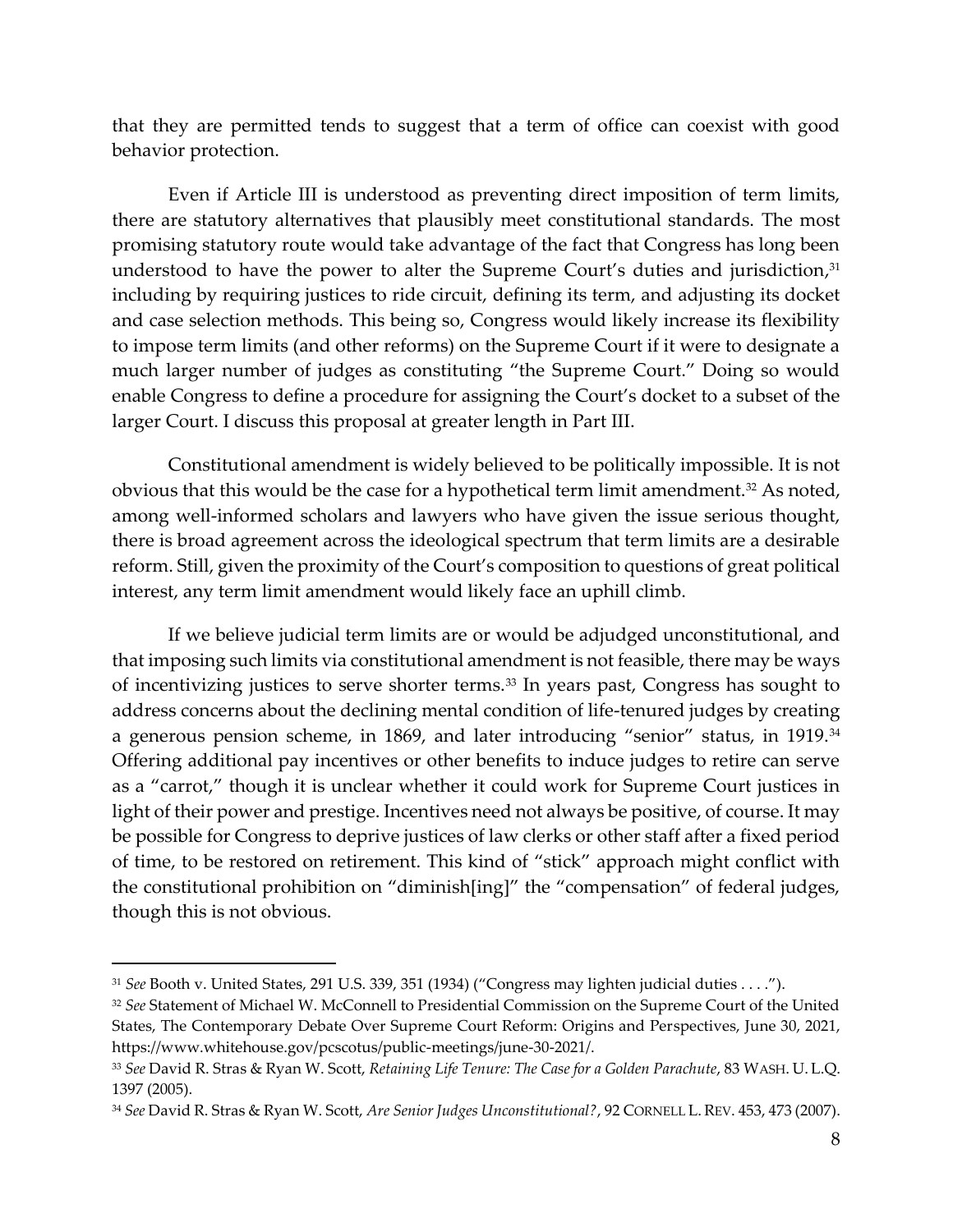that they are permitted tends to suggest that a term of office can coexist with good behavior protection.

Even if Article III is understood as preventing direct imposition of term limits, there are statutory alternatives that plausibly meet constitutional standards. The most promising statutory route would take advantage of the fact that Congress has long been understood to have the power to alter the Supreme Court's duties and jurisdiction,[31] including by requiring justices to ride circuit, defining its term, and adjusting its docket and case selection methods. This being so, Congress would likely increase its flexibility to impose term limits (and other reforms) on the Supreme Court if it were to designate a much larger number of judges as constituting "the Supreme Court." Doing so would enable Congress to define a procedure for assigning the Court's docket to a subset of the larger Court. I discuss this proposal at greater length in Part III.

Constitutional amendment is widely believed to be politically impossible. It is not obvious that this would be the case for a hypothetical term limit amendment.[32] As noted, among well-informed scholars and lawyers who have given the issue serious thought, there is broad agreement across the ideological spectrum that term limits are a desirable reform. Still, given the proximity of the Court's composition to questions of great political interest, any term limit amendment would likely face an uphill climb.

If we believe judicial term limits are or would be adjudged unconstitutional, and that imposing such limits via constitutional amendment is not feasible, there may be ways of incentivizing justices to serve shorter terms.[33] In years past, Congress has sought to address concerns about the declining mental condition of life-tenured judges by creating a generous pension scheme, in 1869, and later introducing "senior" status, in 1919.[34] Offering additional pay incentives or other benefits to induce judges to retire can serve as a "carrot," though it is unclear whether it could work for Supreme Court justices in light of their power and prestige. Incentives need not always be positive, of course. It may be possible for Congress to deprive justices of law clerks or other staff after a fixed period of time, to be restored on retirement. This kind of "stick" approach might conflict with the constitutional prohibition on "diminish[ing]" the "compensation" of federal judges, though this is not obvious.

---

[31] *See* Booth v. United States, 291 U.S. 339, 351 (1934) ("Congress may lighten judicial duties . . . .").

[32] *See* Statement of Michael W. McConnell to Presidential Commission on the Supreme Court of the United States, The Contemporary Debate Over Supreme Court Reform: Origins and Perspectives, June 30, 2021, https://www.whitehouse.gov/pcscotus/public-meetings/june-30-2021/.

[33] *See* David R. Stras & Ryan W. Scott, *Retaining Life Tenure: The Case for a Golden Parachute*, 83 WASH. U. L.Q. 1397 (2005).

[34] *See* David R. Stras & Ryan W. Scott, *Are Senior Judges Unconstitutional?*, 92 CORNELL L. REV. 453, 473 (2007).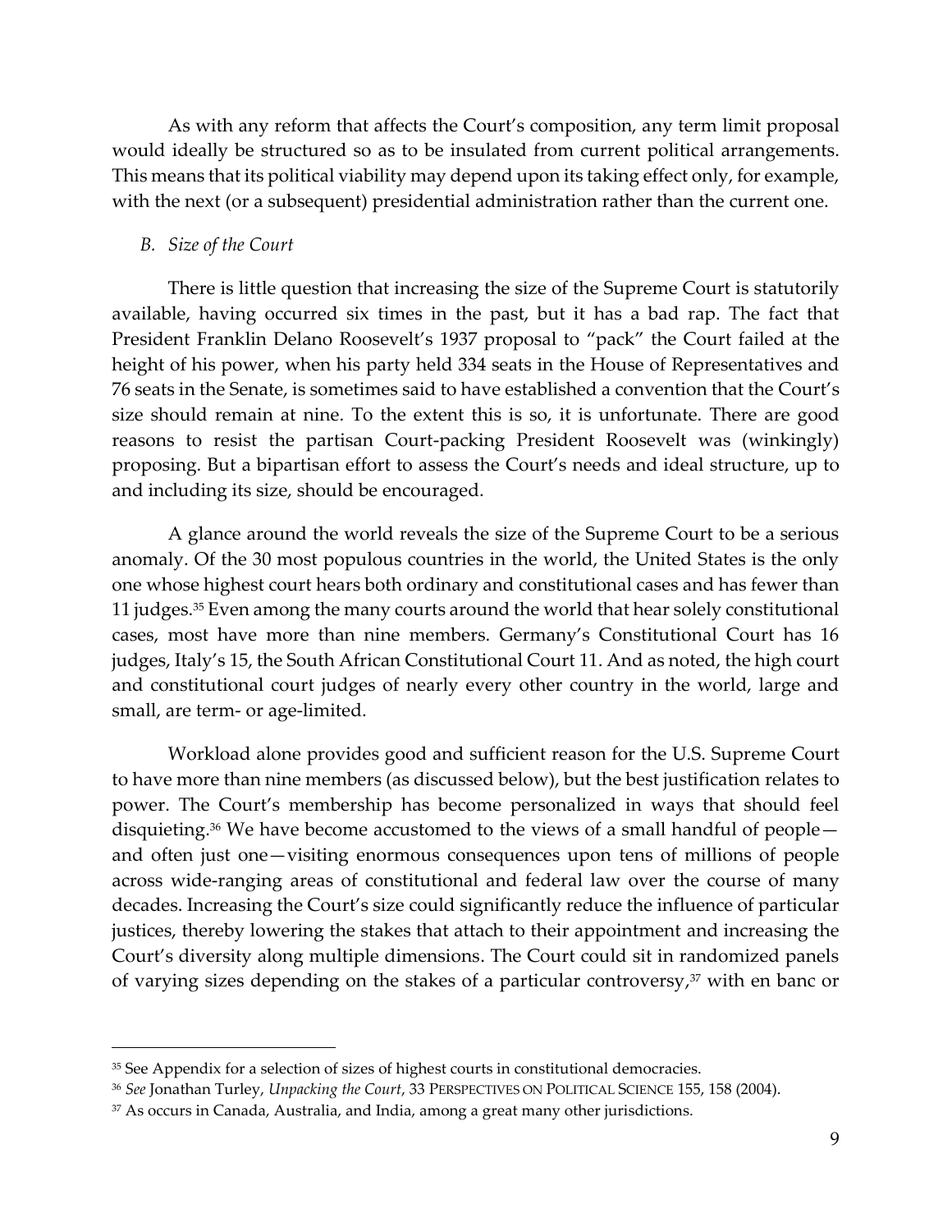As with any reform that affects the Court's composition, any term limit proposal would ideally be structured so as to be insulated from current political arrangements. This means that its political viability may depend upon its taking effect only, for example, with the next (or a subsequent) presidential administration rather than the current one.

### *B. Size of the Court*

There is little question that increasing the size of the Supreme Court is statutorily available, having occurred six times in the past, but it has a bad rap. The fact that President Franklin Delano Roosevelt's 1937 proposal to "pack" the Court failed at the height of his power, when his party held 334 seats in the House of Representatives and 76 seats in the Senate, is sometimes said to have established a convention that the Court's size should remain at nine. To the extent this is so, it is unfortunate. There are good reasons to resist the partisan Court-packing President Roosevelt was (winkingly) proposing. But a bipartisan effort to assess the Court's needs and ideal structure, up to and including its size, should be encouraged.

A glance around the world reveals the size of the Supreme Court to be a serious anomaly. Of the 30 most populous countries in the world, the United States is the only one whose highest court hears both ordinary and constitutional cases and has fewer than 11 judges.[35] Even among the many courts around the world that hear solely constitutional cases, most have more than nine members. Germany's Constitutional Court has 16 judges, Italy's 15, the South African Constitutional Court 11. And as noted, the high court and constitutional court judges of nearly every other country in the world, large and small, are term- or age-limited.

Workload alone provides good and sufficient reason for the U.S. Supreme Court to have more than nine members (as discussed below), but the best justification relates to power. The Court's membership has become personalized in ways that should feel disquieting.[36] We have become accustomed to the views of a small handful of people—and often just one—visiting enormous consequences upon tens of millions of people across wide-ranging areas of constitutional and federal law over the course of many decades. Increasing the Court's size could significantly reduce the influence of particular justices, thereby lowering the stakes that attach to their appointment and increasing the Court's diversity along multiple dimensions. The Court could sit in randomized panels of varying sizes depending on the stakes of a particular controversy,[37] with en banc or

---

[35] See Appendix for a selection of sizes of highest courts in constitutional democracies.

[36] *See* Jonathan Turley, *Unpacking the Court*, 33 PERSPECTIVES ON POLITICAL SCIENCE 155, 158 (2004).

[37] As occurs in Canada, Australia, and India, among a great many other jurisdictions.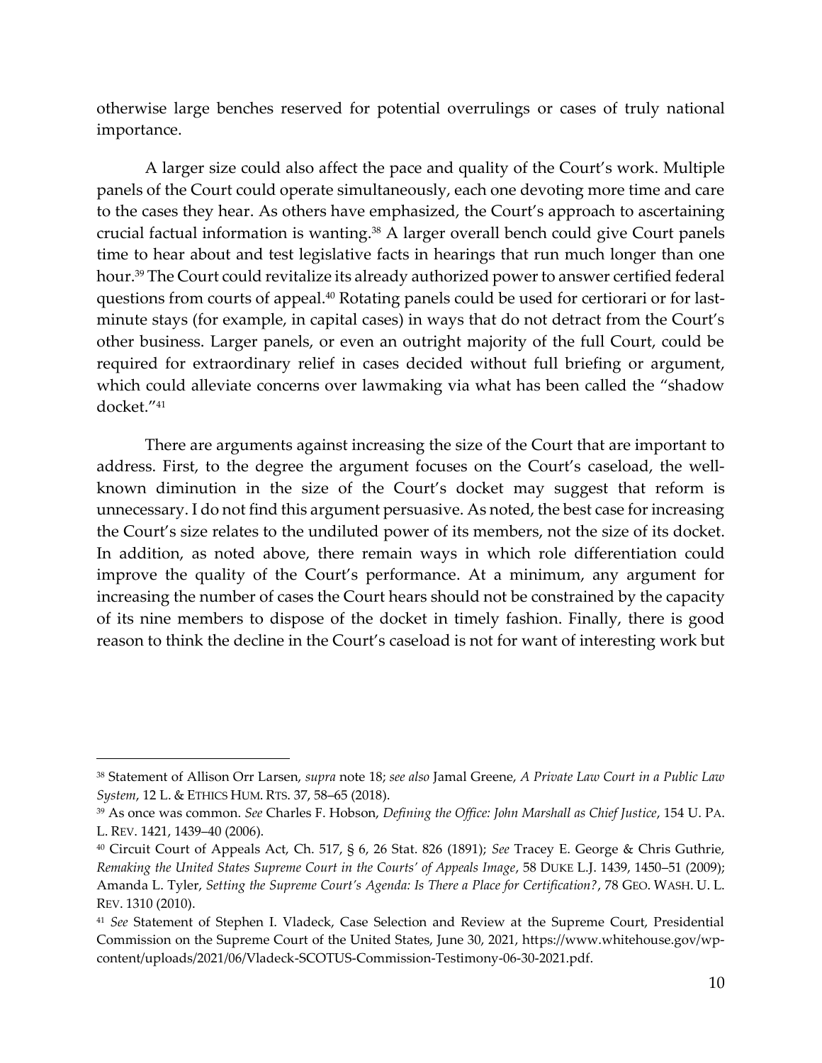otherwise large benches reserved for potential overrulings or cases of truly national importance.

A larger size could also affect the pace and quality of the Court's work. Multiple panels of the Court could operate simultaneously, each one devoting more time and care to the cases they hear. As others have emphasized, the Court's approach to ascertaining crucial factual information is wanting.[38] A larger overall bench could give Court panels time to hear about and test legislative facts in hearings that run much longer than one hour.[39] The Court could revitalize its already authorized power to answer certified federal questions from courts of appeal.[40] Rotating panels could be used for certiorari or for last-minute stays (for example, in capital cases) in ways that do not detract from the Court's other business. Larger panels, or even an outright majority of the full Court, could be required for extraordinary relief in cases decided without full briefing or argument, which could alleviate concerns over lawmaking via what has been called the "shadow docket."[41]

There are arguments against increasing the size of the Court that are important to address. First, to the degree the argument focuses on the Court's caseload, the well-known diminution in the size of the Court's docket may suggest that reform is unnecessary. I do not find this argument persuasive. As noted, the best case for increasing the Court's size relates to the undiluted power of its members, not the size of its docket. In addition, as noted above, there remain ways in which role differentiation could improve the quality of the Court's performance. At a minimum, any argument for increasing the number of cases the Court hears should not be constrained by the capacity of its nine members to dispose of the docket in timely fashion. Finally, there is good reason to think the decline in the Court's caseload is not for want of interesting work but

---

[38] Statement of Allison Orr Larsen, *supra* note 18; *see also* Jamal Greene, *A Private Law Court in a Public Law System*, 12 L. & ETHICS HUM. RTS. 37, 58–65 (2018).

[39] As once was common. *See* Charles F. Hobson, *Defining the Office: John Marshall as Chief Justice*, 154 U. PA. L. REV. 1421, 1439–40 (2006).

[40] Circuit Court of Appeals Act, Ch. 517, § 6, 26 Stat. 826 (1891); *See* Tracey E. George & Chris Guthrie, *Remaking the United States Supreme Court in the Courts' of Appeals Image*, 58 DUKE L.J. 1439, 1450–51 (2009); Amanda L. Tyler, *Setting the Supreme Court's Agenda: Is There a Place for Certification?*, 78 GEO. WASH. U. L. REV. 1310 (2010).

[41] *See* Statement of Stephen I. Vladeck, Case Selection and Review at the Supreme Court, Presidential Commission on the Supreme Court of the United States, June 30, 2021, https://www.whitehouse.gov/wp-content/uploads/2021/06/Vladeck-SCOTUS-Commission-Testimony-06-30-2021.pdf.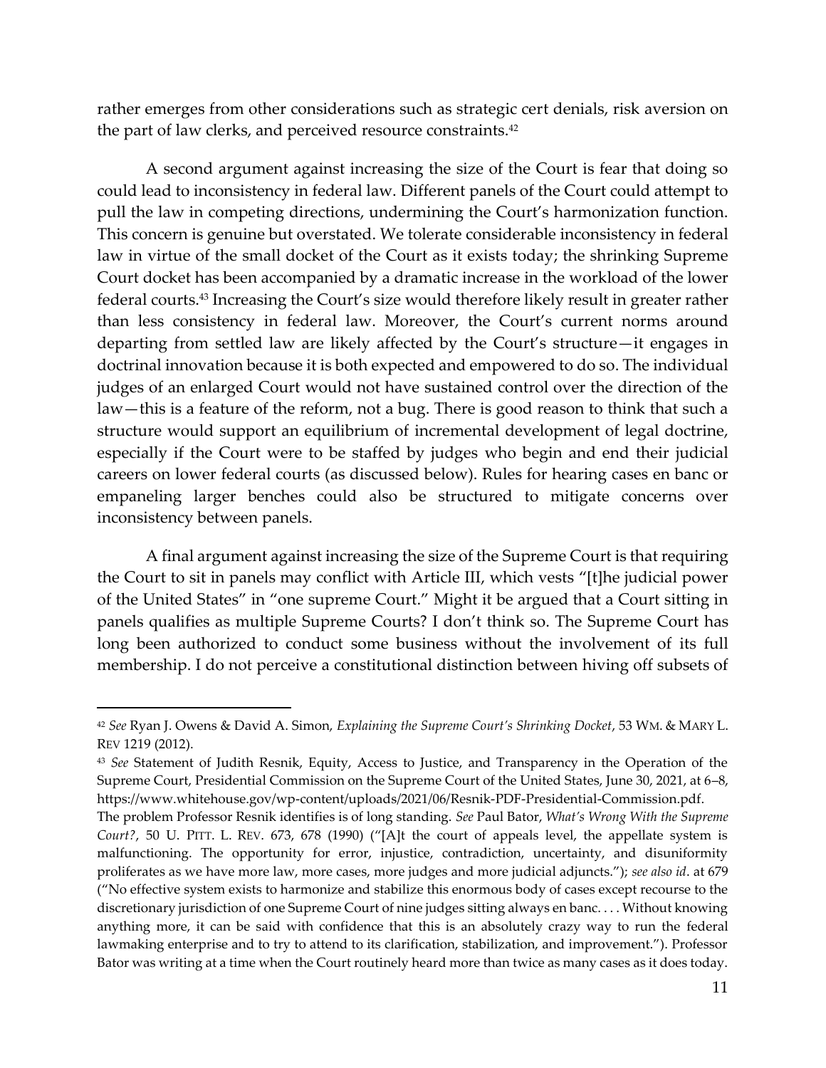rather emerges from other considerations such as strategic cert denials, risk aversion on the part of law clerks, and perceived resource constraints.[42]

A second argument against increasing the size of the Court is fear that doing so could lead to inconsistency in federal law. Different panels of the Court could attempt to pull the law in competing directions, undermining the Court's harmonization function. This concern is genuine but overstated. We tolerate considerable inconsistency in federal law in virtue of the small docket of the Court as it exists today; the shrinking Supreme Court docket has been accompanied by a dramatic increase in the workload of the lower federal courts.[43] Increasing the Court's size would therefore likely result in greater rather than less consistency in federal law. Moreover, the Court's current norms around departing from settled law are likely affected by the Court's structure—it engages in doctrinal innovation because it is both expected and empowered to do so. The individual judges of an enlarged Court would not have sustained control over the direction of the law—this is a feature of the reform, not a bug. There is good reason to think that such a structure would support an equilibrium of incremental development of legal doctrine, especially if the Court were to be staffed by judges who begin and end their judicial careers on lower federal courts (as discussed below). Rules for hearing cases en banc or empaneling larger benches could also be structured to mitigate concerns over inconsistency between panels.

A final argument against increasing the size of the Supreme Court is that requiring the Court to sit in panels may conflict with Article III, which vests "[t]he judicial power of the United States" in "one supreme Court." Might it be argued that a Court sitting in panels qualifies as multiple Supreme Courts? I don't think so. The Supreme Court has long been authorized to conduct some business without the involvement of its full membership. I do not perceive a constitutional distinction between hiving off subsets of

---

[42] *See* Ryan J. Owens & David A. Simon, *Explaining the Supreme Court's Shrinking Docket*, 53 WM. & MARY L. REV 1219 (2012).

[43] *See* Statement of Judith Resnik, Equity, Access to Justice, and Transparency in the Operation of the Supreme Court, Presidential Commission on the Supreme Court of the United States, June 30, 2021, at 6–8, https://www.whitehouse.gov/wp-content/uploads/2021/06/Resnik-PDF-Presidential-Commission.pdf. The problem Professor Resnik identifies is of long standing. *See* Paul Bator, *What's Wrong With the Supreme Court?*, 50 U. PITT. L. REV. 673, 678 (1990) ("[A]t the court of appeals level, the appellate system is malfunctioning. The opportunity for error, injustice, contradiction, uncertainty, and disuniformity proliferates as we have more law, more cases, more judges and more judicial adjuncts."); *see also id*. at 679 ("No effective system exists to harmonize and stabilize this enormous body of cases except recourse to the discretionary jurisdiction of one Supreme Court of nine judges sitting always en banc. . . . Without knowing anything more, it can be said with confidence that this is an absolutely crazy way to run the federal lawmaking enterprise and to try to attend to its clarification, stabilization, and improvement."). Professor Bator was writing at a time when the Court routinely heard more than twice as many cases as it does today.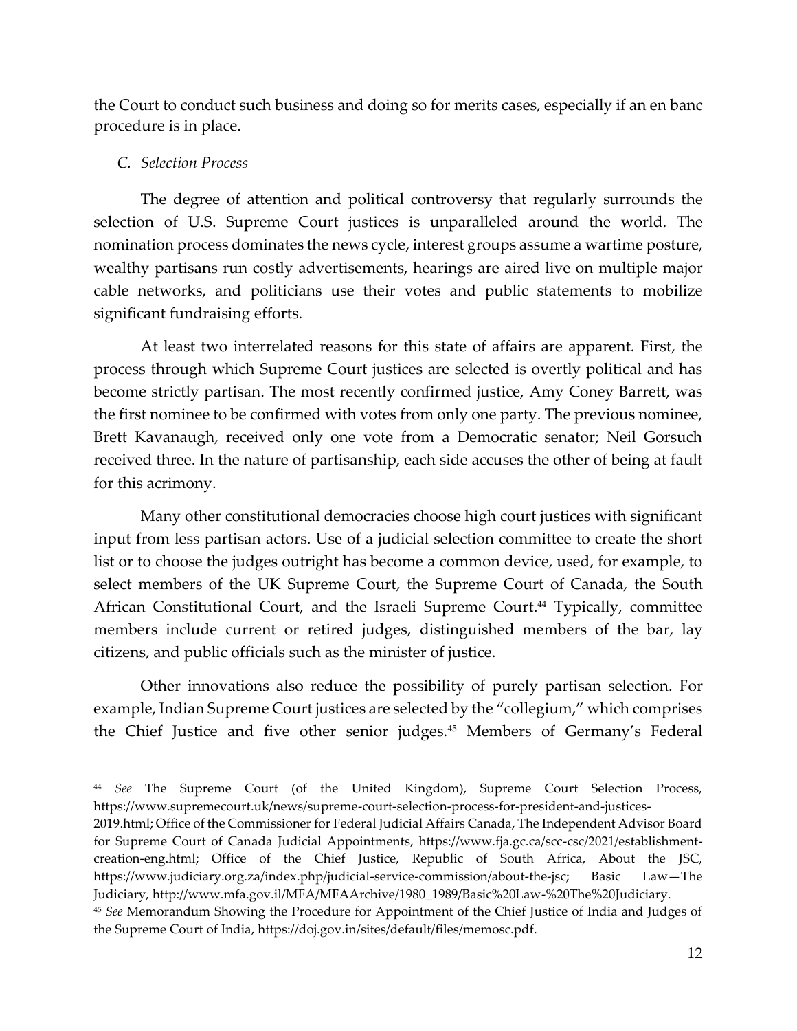the Court to conduct such business and doing so for merits cases, especially if an en banc procedure is in place.

### *C. Selection Process*

The degree of attention and political controversy that regularly surrounds the selection of U.S. Supreme Court justices is unparalleled around the world. The nomination process dominates the news cycle, interest groups assume a wartime posture, wealthy partisans run costly advertisements, hearings are aired live on multiple major cable networks, and politicians use their votes and public statements to mobilize significant fundraising efforts.

At least two interrelated reasons for this state of affairs are apparent. First, the process through which Supreme Court justices are selected is overtly political and has become strictly partisan. The most recently confirmed justice, Amy Coney Barrett, was the first nominee to be confirmed with votes from only one party. The previous nominee, Brett Kavanaugh, received only one vote from a Democratic senator; Neil Gorsuch received three. In the nature of partisanship, each side accuses the other of being at fault for this acrimony.

Many other constitutional democracies choose high court justices with significant input from less partisan actors. Use of a judicial selection committee to create the short list or to choose the judges outright has become a common device, used, for example, to select members of the UK Supreme Court, the Supreme Court of Canada, the South African Constitutional Court, and the Israeli Supreme Court.[44] Typically, committee members include current or retired judges, distinguished members of the bar, lay citizens, and public officials such as the minister of justice.

Other innovations also reduce the possibility of purely partisan selection. For example, Indian Supreme Court justices are selected by the "collegium," which comprises the Chief Justice and five other senior judges.[45] Members of Germany's Federal

---

[44] *See* The Supreme Court (of the United Kingdom), Supreme Court Selection Process, https://www.supremecourt.uk/news/supreme-court-selection-process-for-president-and-justices-2019.html; Office of the Commissioner for Federal Judicial Affairs Canada, The Independent Advisor Board for Supreme Court of Canada Judicial Appointments, https://www.fja.gc.ca/scc-csc/2021/establishment-creation-eng.html; Office of the Chief Justice, Republic of South Africa, About the JSC, https://www.judiciary.org.za/index.php/judicial-service-commission/about-the-jsc; Basic Law—The Judiciary, http://www.mfa.gov.il/MFA/MFAArchive/1980_1989/Basic%20Law-%20The%20Judiciary.

[45] *See* Memorandum Showing the Procedure for Appointment of the Chief Justice of India and Judges of the Supreme Court of India, https://doj.gov.in/sites/default/files/memosc.pdf.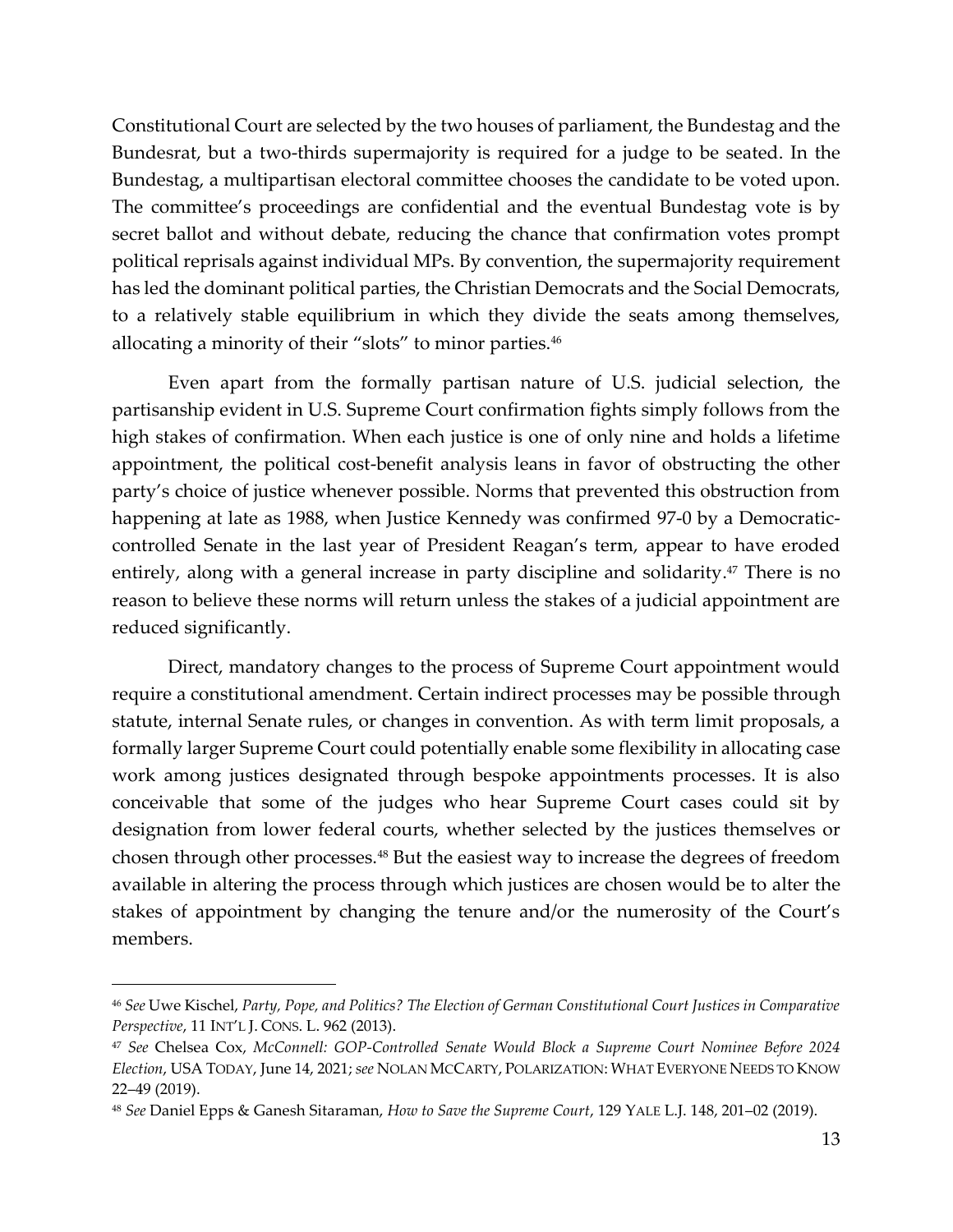Constitutional Court are selected by the two houses of parliament, the Bundestag and the Bundesrat, but a two-thirds supermajority is required for a judge to be seated. In the Bundestag, a multipartisan electoral committee chooses the candidate to be voted upon. The committee's proceedings are confidential and the eventual Bundestag vote is by secret ballot and without debate, reducing the chance that confirmation votes prompt political reprisals against individual MPs. By convention, the supermajority requirement has led the dominant political parties, the Christian Democrats and the Social Democrats, to a relatively stable equilibrium in which they divide the seats among themselves, allocating a minority of their "slots" to minor parties.[46]

Even apart from the formally partisan nature of U.S. judicial selection, the partisanship evident in U.S. Supreme Court confirmation fights simply follows from the high stakes of confirmation. When each justice is one of only nine and holds a lifetime appointment, the political cost-benefit analysis leans in favor of obstructing the other party's choice of justice whenever possible. Norms that prevented this obstruction from happening at late as 1988, when Justice Kennedy was confirmed 97-0 by a Democratic-controlled Senate in the last year of President Reagan's term, appear to have eroded entirely, along with a general increase in party discipline and solidarity.[47] There is no reason to believe these norms will return unless the stakes of a judicial appointment are reduced significantly.

Direct, mandatory changes to the process of Supreme Court appointment would require a constitutional amendment. Certain indirect processes may be possible through statute, internal Senate rules, or changes in convention. As with term limit proposals, a formally larger Supreme Court could potentially enable some flexibility in allocating case work among justices designated through bespoke appointments processes. It is also conceivable that some of the judges who hear Supreme Court cases could sit by designation from lower federal courts, whether selected by the justices themselves or chosen through other processes.[48] But the easiest way to increase the degrees of freedom available in altering the process through which justices are chosen would be to alter the stakes of appointment by changing the tenure and/or the numerosity of the Court's members.

---

[46] *See* Uwe Kischel, *Party, Pope, and Politics? The Election of German Constitutional Court Justices in Comparative Perspective*, 11 INT'L J. CONS. L. 962 (2013).

[47] *See* Chelsea Cox, *McConnell: GOP-Controlled Senate Would Block a Supreme Court Nominee Before 2024 Election*, USA TODAY, June 14, 2021; *see* NOLAN MCCARTY, POLARIZATION: WHAT EVERYONE NEEDS TO KNOW 22–49 (2019).

[48] *See* Daniel Epps & Ganesh Sitaraman, *How to Save the Supreme Court*, 129 YALE L.J. 148, 201–02 (2019).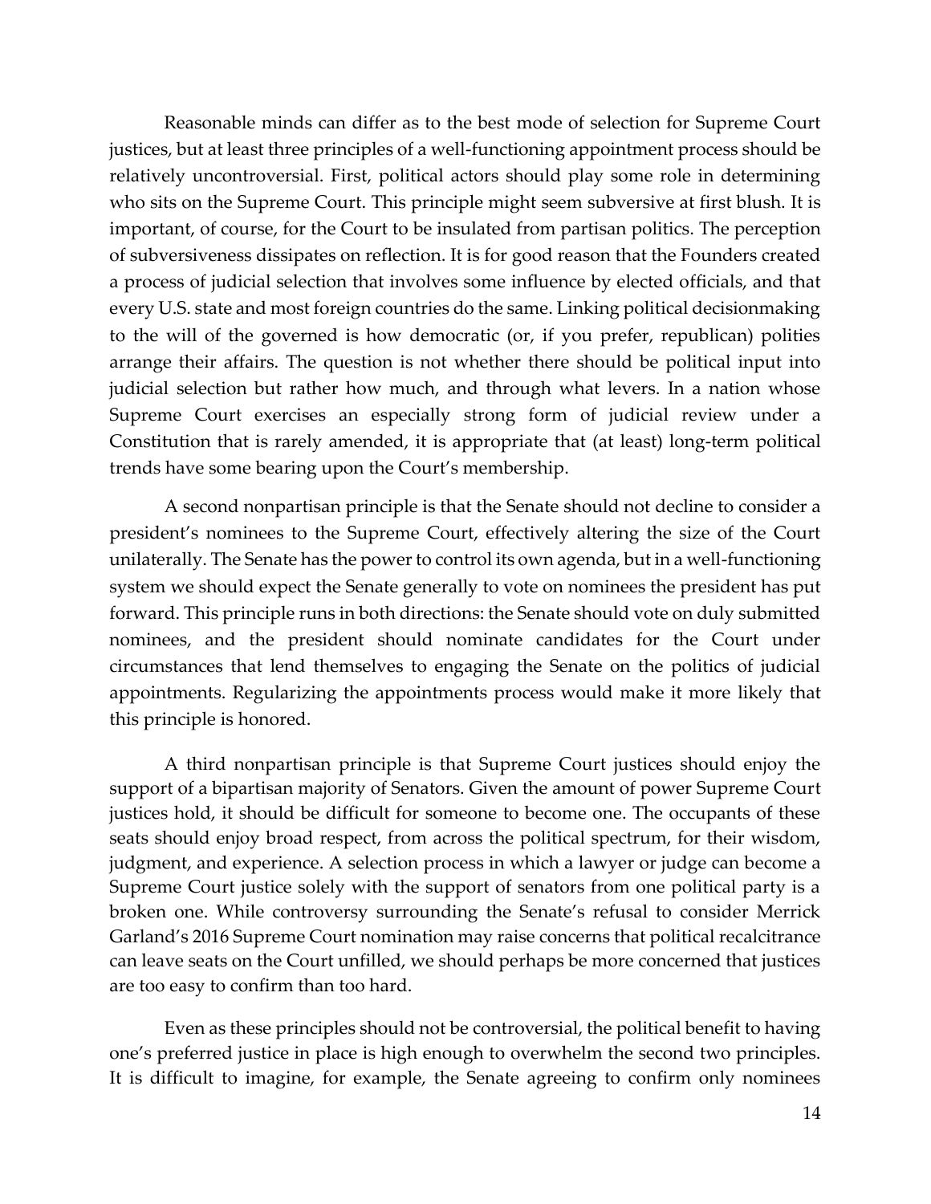Reasonable minds can differ as to the best mode of selection for Supreme Court justices, but at least three principles of a well-functioning appointment process should be relatively uncontroversial. First, political actors should play some role in determining who sits on the Supreme Court. This principle might seem subversive at first blush. It is important, of course, for the Court to be insulated from partisan politics. The perception of subversiveness dissipates on reflection. It is for good reason that the Founders created a process of judicial selection that involves some influence by elected officials, and that every U.S. state and most foreign countries do the same. Linking political decisionmaking to the will of the governed is how democratic (or, if you prefer, republican) polities arrange their affairs. The question is not whether there should be political input into judicial selection but rather how much, and through what levers. In a nation whose Supreme Court exercises an especially strong form of judicial review under a Constitution that is rarely amended, it is appropriate that (at least) long-term political trends have some bearing upon the Court's membership.

A second nonpartisan principle is that the Senate should not decline to consider a president's nominees to the Supreme Court, effectively altering the size of the Court unilaterally. The Senate has the power to control its own agenda, but in a well-functioning system we should expect the Senate generally to vote on nominees the president has put forward. This principle runs in both directions: the Senate should vote on duly submitted nominees, and the president should nominate candidates for the Court under circumstances that lend themselves to engaging the Senate on the politics of judicial appointments. Regularizing the appointments process would make it more likely that this principle is honored.

A third nonpartisan principle is that Supreme Court justices should enjoy the support of a bipartisan majority of Senators. Given the amount of power Supreme Court justices hold, it should be difficult for someone to become one. The occupants of these seats should enjoy broad respect, from across the political spectrum, for their wisdom, judgment, and experience. A selection process in which a lawyer or judge can become a Supreme Court justice solely with the support of senators from one political party is a broken one. While controversy surrounding the Senate's refusal to consider Merrick Garland's 2016 Supreme Court nomination may raise concerns that political recalcitrance can leave seats on the Court unfilled, we should perhaps be more concerned that justices are too easy to confirm than too hard.

Even as these principles should not be controversial, the political benefit to having one's preferred justice in place is high enough to overwhelm the second two principles. It is difficult to imagine, for example, the Senate agreeing to confirm only nominees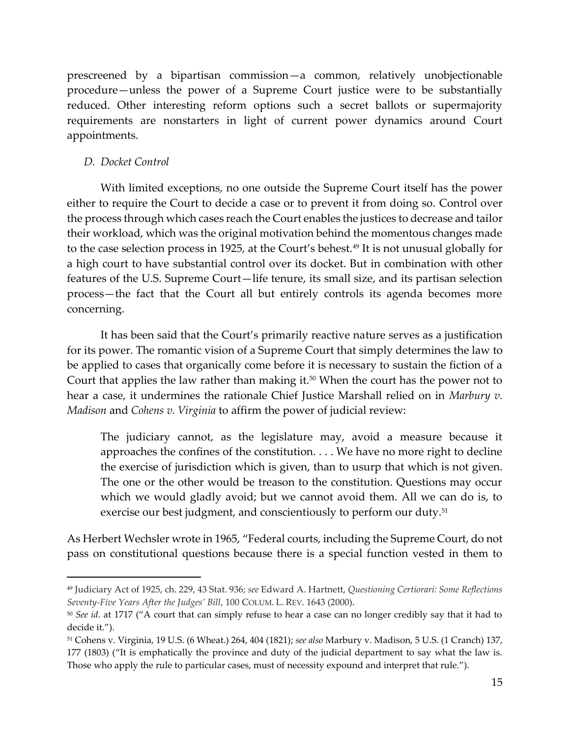prescreened by a bipartisan commission—a common, relatively unobjectionable procedure—unless the power of a Supreme Court justice were to be substantially reduced. Other interesting reform options such a secret ballots or supermajority requirements are nonstarters in light of current power dynamics around Court appointments.

### *D. Docket Control*

With limited exceptions, no one outside the Supreme Court itself has the power either to require the Court to decide a case or to prevent it from doing so. Control over the process through which cases reach the Court enables the justices to decrease and tailor their workload, which was the original motivation behind the momentous changes made to the case selection process in 1925, at the Court's behest.[49] It is not unusual globally for a high court to have substantial control over its docket. But in combination with other features of the U.S. Supreme Court—life tenure, its small size, and its partisan selection process—the fact that the Court all but entirely controls its agenda becomes more concerning.

It has been said that the Court's primarily reactive nature serves as a justification for its power. The romantic vision of a Supreme Court that simply determines the law to be applied to cases that organically come before it is necessary to sustain the fiction of a Court that applies the law rather than making it.[50] When the court has the power not to hear a case, it undermines the rationale Chief Justice Marshall relied on in *Marbury v. Madison* and *Cohens v. Virginia* to affirm the power of judicial review:

> The judiciary cannot, as the legislature may, avoid a measure because it approaches the confines of the constitution. . . . We have no more right to decline the exercise of jurisdiction which is given, than to usurp that which is not given. The one or the other would be treason to the constitution. Questions may occur which we would gladly avoid; but we cannot avoid them. All we can do is, to exercise our best judgment, and conscientiously to perform our duty.[51]

As Herbert Wechsler wrote in 1965, "Federal courts, including the Supreme Court, do not pass on constitutional questions because there is a special function vested in them to

---

[49] Judiciary Act of 1925, ch. 229, 43 Stat. 936; *see* Edward A. Hartnett, *Questioning Certiorari: Some Reflections Seventy-Five Years After the Judges' Bill*, 100 COLUM. L. REV. 1643 (2000).

[50] *See id*. at 1717 ("A court that can simply refuse to hear a case can no longer credibly say that it had to decide it.").

[51] Cohens v. Virginia, 19 U.S. (6 Wheat.) 264, 404 (1821); *see also* Marbury v. Madison, 5 U.S. (1 Cranch) 137, 177 (1803) ("It is emphatically the province and duty of the judicial department to say what the law is. Those who apply the rule to particular cases, must of necessity expound and interpret that rule.").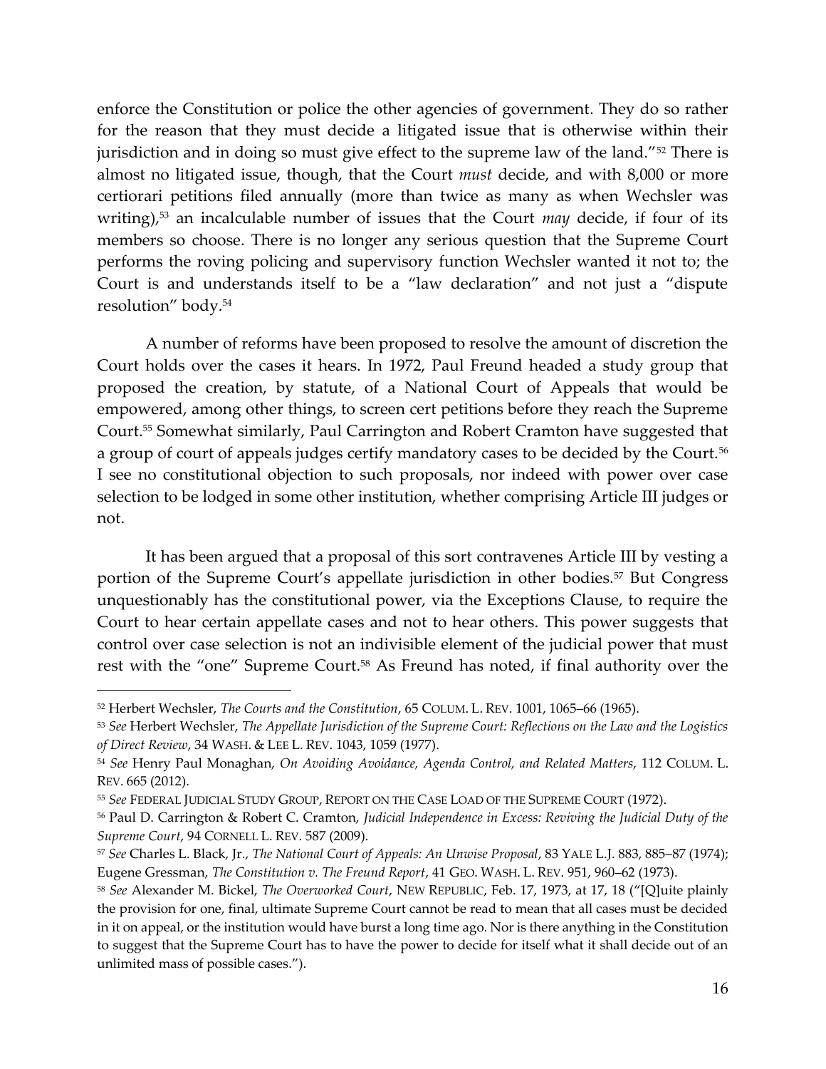enforce the Constitution or police the other agencies of government. They do so rather for the reason that they must decide a litigated issue that is otherwise within their jurisdiction and in doing so must give effect to the supreme law of the land."[52] There is almost no litigated issue, though, that the Court *must* decide, and with 8,000 or more certiorari petitions filed annually (more than twice as many as when Wechsler was writing),[53] an incalculable number of issues that the Court *may* decide, if four of its members so choose. There is no longer any serious question that the Supreme Court performs the roving policing and supervisory function Wechsler wanted it not to; the Court is and understands itself to be a "law declaration" and not just a "dispute resolution" body.[54]

A number of reforms have been proposed to resolve the amount of discretion the Court holds over the cases it hears. In 1972, Paul Freund headed a study group that proposed the creation, by statute, of a National Court of Appeals that would be empowered, among other things, to screen cert petitions before they reach the Supreme Court.[55] Somewhat similarly, Paul Carrington and Robert Cramton have suggested that a group of court of appeals judges certify mandatory cases to be decided by the Court.[56] I see no constitutional objection to such proposals, nor indeed with power over case selection to be lodged in some other institution, whether comprising Article III judges or not.

It has been argued that a proposal of this sort contravenes Article III by vesting a portion of the Supreme Court's appellate jurisdiction in other bodies.[57] But Congress unquestionably has the constitutional power, via the Exceptions Clause, to require the Court to hear certain appellate cases and not to hear others. This power suggests that control over case selection is not an indivisible element of the judicial power that must rest with the "one" Supreme Court.[58] As Freund has noted, if final authority over the

---

[52] Herbert Wechsler, *The Courts and the Constitution*, 65 COLUM. L. REV. 1001, 1065–66 (1965).

[53] *See* Herbert Wechsler, *The Appellate Jurisdiction of the Supreme Court: Reflections on the Law and the Logistics of Direct Review*, 34 WASH. & LEE L. REV. 1043, 1059 (1977).

[54] *See* Henry Paul Monaghan, *On Avoiding Avoidance, Agenda Control, and Related Matters*, 112 COLUM. L. REV. 665 (2012).

[55] *See* FEDERAL JUDICIAL STUDY GROUP, REPORT ON THE CASE LOAD OF THE SUPREME COURT (1972).

[56] Paul D. Carrington & Robert C. Cramton, *Judicial Independence in Excess: Reviving the Judicial Duty of the Supreme Court*, 94 CORNELL L. REV. 587 (2009).

[57] *See* Charles L. Black, Jr., *The National Court of Appeals: An Unwise Proposal*, 83 YALE L.J. 883, 885–87 (1974); Eugene Gressman, *The Constitution v. The Freund Report*, 41 GEO. WASH. L. REV. 951, 960–62 (1973).

[58] *See* Alexander M. Bickel, *The Overworked Court*, NEW REPUBLIC, Feb. 17, 1973, at 17, 18 ("[Q]uite plainly the provision for one, final, ultimate Supreme Court cannot be read to mean that all cases must be decided in it on appeal, or the institution would have burst a long time ago. Nor is there anything in the Constitution to suggest that the Supreme Court has to have the power to decide for itself what it shall decide out of an unlimited mass of possible cases.").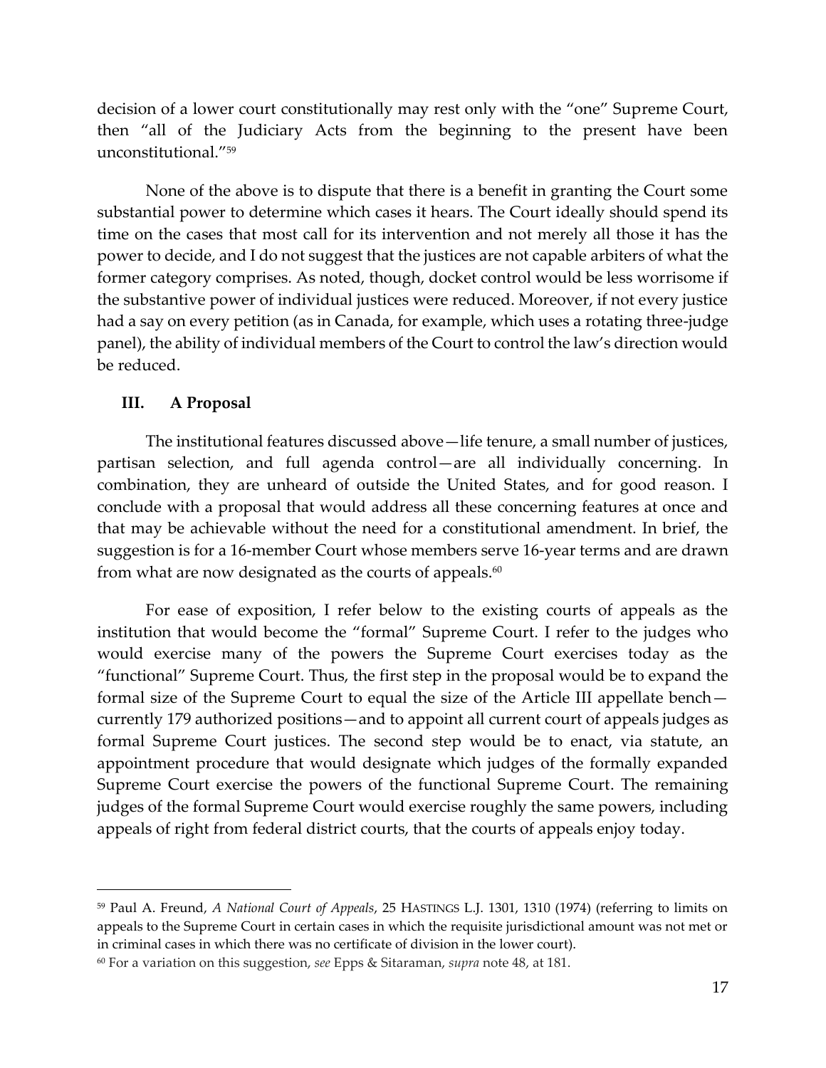decision of a lower court constitutionally may rest only with the "one" Supreme Court, then "all of the Judiciary Acts from the beginning to the present have been unconstitutional."[59]

None of the above is to dispute that there is a benefit in granting the Court some substantial power to determine which cases it hears. The Court ideally should spend its time on the cases that most call for its intervention and not merely all those it has the power to decide, and I do not suggest that the justices are not capable arbiters of what the former category comprises. As noted, though, docket control would be less worrisome if the substantive power of individual justices were reduced. Moreover, if not every justice had a say on every petition (as in Canada, for example, which uses a rotating three-judge panel), the ability of individual members of the Court to control the law's direction would be reduced.

## III. A Proposal

The institutional features discussed above—life tenure, a small number of justices, partisan selection, and full agenda control—are all individually concerning. In combination, they are unheard of outside the United States, and for good reason. I conclude with a proposal that would address all these concerning features at once and that may be achievable without the need for a constitutional amendment. In brief, the suggestion is for a 16-member Court whose members serve 16-year terms and are drawn from what are now designated as the courts of appeals.[60]

For ease of exposition, I refer below to the existing courts of appeals as the institution that would become the "formal" Supreme Court. I refer to the judges who would exercise many of the powers the Supreme Court exercises today as the "functional" Supreme Court. Thus, the first step in the proposal would be to expand the formal size of the Supreme Court to equal the size of the Article III appellate bench—currently 179 authorized positions—and to appoint all current court of appeals judges as formal Supreme Court justices. The second step would be to enact, via statute, an appointment procedure that would designate which judges of the formally expanded Supreme Court exercise the powers of the functional Supreme Court. The remaining judges of the formal Supreme Court would exercise roughly the same powers, including appeals of right from federal district courts, that the courts of appeals enjoy today.

---

[59] Paul A. Freund, *A National Court of Appeals*, 25 HASTINGS L.J. 1301, 1310 (1974) (referring to limits on appeals to the Supreme Court in certain cases in which the requisite jurisdictional amount was not met or in criminal cases in which there was no certificate of division in the lower court).

[60] For a variation on this suggestion, *see* Epps & Sitaraman, *supra* note 48, at 181.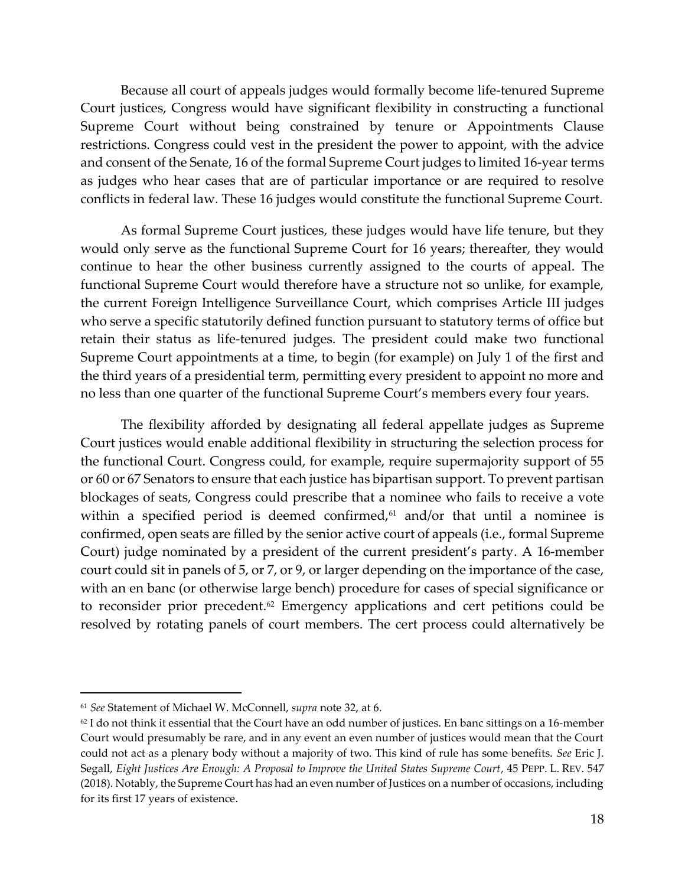Because all court of appeals judges would formally become life-tenured Supreme Court justices, Congress would have significant flexibility in constructing a functional Supreme Court without being constrained by tenure or Appointments Clause restrictions. Congress could vest in the president the power to appoint, with the advice and consent of the Senate, 16 of the formal Supreme Court judges to limited 16-year terms as judges who hear cases that are of particular importance or are required to resolve conflicts in federal law. These 16 judges would constitute the functional Supreme Court.

As formal Supreme Court justices, these judges would have life tenure, but they would only serve as the functional Supreme Court for 16 years; thereafter, they would continue to hear the other business currently assigned to the courts of appeal. The functional Supreme Court would therefore have a structure not so unlike, for example, the current Foreign Intelligence Surveillance Court, which comprises Article III judges who serve a specific statutorily defined function pursuant to statutory terms of office but retain their status as life-tenured judges. The president could make two functional Supreme Court appointments at a time, to begin (for example) on July 1 of the first and the third years of a presidential term, permitting every president to appoint no more and no less than one quarter of the functional Supreme Court's members every four years.

The flexibility afforded by designating all federal appellate judges as Supreme Court justices would enable additional flexibility in structuring the selection process for the functional Court. Congress could, for example, require supermajority support of 55 or 60 or 67 Senators to ensure that each justice has bipartisan support. To prevent partisan blockages of seats, Congress could prescribe that a nominee who fails to receive a vote within a specified period is deemed confirmed,[61] and/or that until a nominee is confirmed, open seats are filled by the senior active court of appeals (i.e., formal Supreme Court) judge nominated by a president of the current president's party. A 16-member court could sit in panels of 5, or 7, or 9, or larger depending on the importance of the case, with an en banc (or otherwise large bench) procedure for cases of special significance or to reconsider prior precedent.[62] Emergency applications and cert petitions could be resolved by rotating panels of court members. The cert process could alternatively be

---

[61] *See* Statement of Michael W. McConnell, *supra* note 32, at 6.

[62] I do not think it essential that the Court have an odd number of justices. En banc sittings on a 16-member Court would presumably be rare, and in any event an even number of justices would mean that the Court could not act as a plenary body without a majority of two. This kind of rule has some benefits. *See* Eric J. Segall, *Eight Justices Are Enough: A Proposal to Improve the United States Supreme Court*, 45 PEPP. L. REV. 547 (2018). Notably, the Supreme Court has had an even number of Justices on a number of occasions, including for its first 17 years of existence.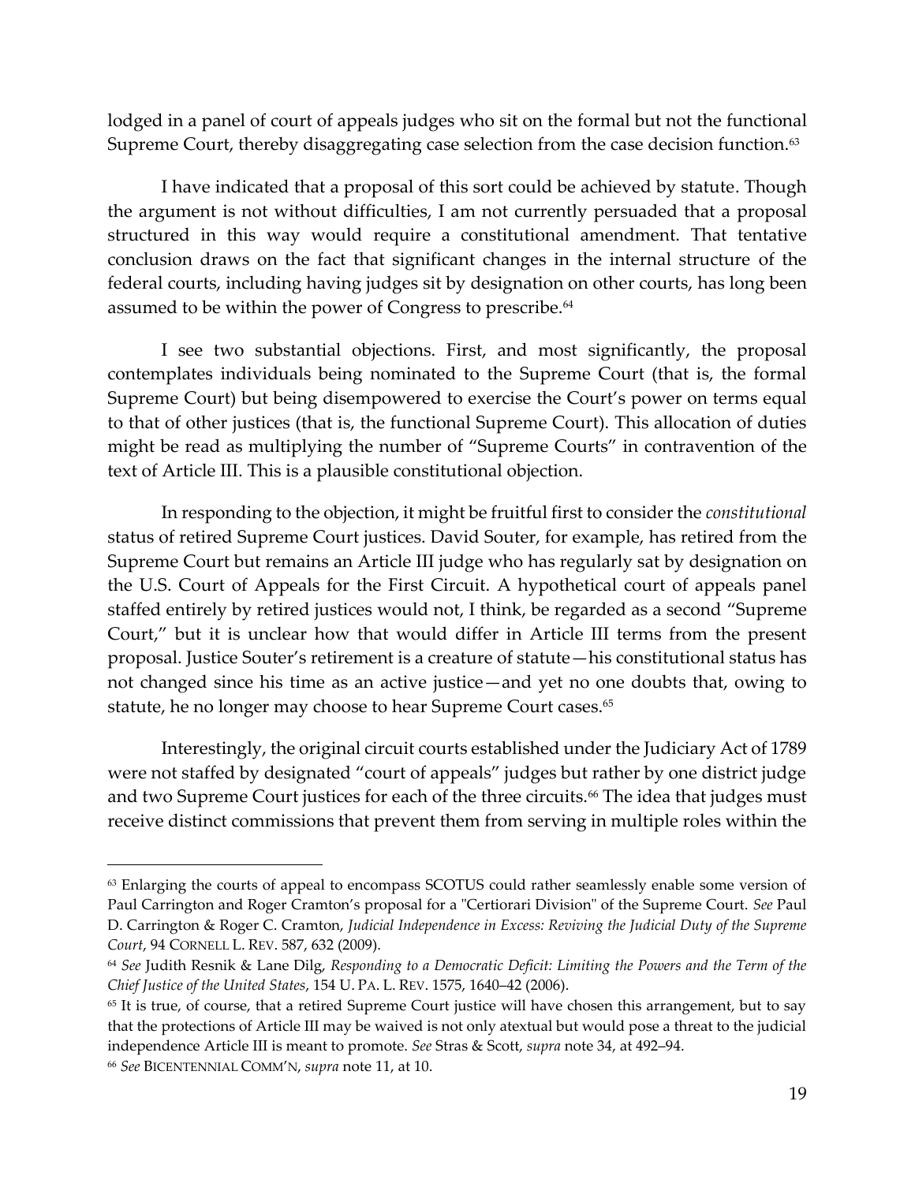lodged in a panel of court of appeals judges who sit on the formal but not the functional Supreme Court, thereby disaggregating case selection from the case decision function.[63]

I have indicated that a proposal of this sort could be achieved by statute. Though the argument is not without difficulties, I am not currently persuaded that a proposal structured in this way would require a constitutional amendment. That tentative conclusion draws on the fact that significant changes in the internal structure of the federal courts, including having judges sit by designation on other courts, has long been assumed to be within the power of Congress to prescribe.[64]

I see two substantial objections. First, and most significantly, the proposal contemplates individuals being nominated to the Supreme Court (that is, the formal Supreme Court) but being disempowered to exercise the Court's power on terms equal to that of other justices (that is, the functional Supreme Court). This allocation of duties might be read as multiplying the number of "Supreme Courts" in contravention of the text of Article III. This is a plausible constitutional objection.

In responding to the objection, it might be fruitful first to consider the *constitutional* status of retired Supreme Court justices. David Souter, for example, has retired from the Supreme Court but remains an Article III judge who has regularly sat by designation on the U.S. Court of Appeals for the First Circuit. A hypothetical court of appeals panel staffed entirely by retired justices would not, I think, be regarded as a second "Supreme Court," but it is unclear how that would differ in Article III terms from the present proposal. Justice Souter's retirement is a creature of statute—his constitutional status has not changed since his time as an active justice—and yet no one doubts that, owing to statute, he no longer may choose to hear Supreme Court cases.[65]

Interestingly, the original circuit courts established under the Judiciary Act of 1789 were not staffed by designated "court of appeals" judges but rather by one district judge and two Supreme Court justices for each of the three circuits.[66] The idea that judges must receive distinct commissions that prevent them from serving in multiple roles within the

---

[63] Enlarging the courts of appeal to encompass SCOTUS could rather seamlessly enable some version of Paul Carrington and Roger Cramton's proposal for a "Certiorari Division" of the Supreme Court. *See* Paul D. Carrington & Roger C. Cramton, *Judicial Independence in Excess: Reviving the Judicial Duty of the Supreme Court*, 94 CORNELL L. REV. 587, 632 (2009).

[64] *See* Judith Resnik & Lane Dilg, *Responding to a Democratic Deficit: Limiting the Powers and the Term of the Chief Justice of the United States*, 154 U. PA. L. REV. 1575, 1640–42 (2006).

[65] It is true, of course, that a retired Supreme Court justice will have chosen this arrangement, but to say that the protections of Article III may be waived is not only atextual but would pose a threat to the judicial independence Article III is meant to promote. *See* Stras & Scott, *supra* note 34, at 492–94.

[66] *See* BICENTENNIAL COMM'N, *supra* note 11, at 10.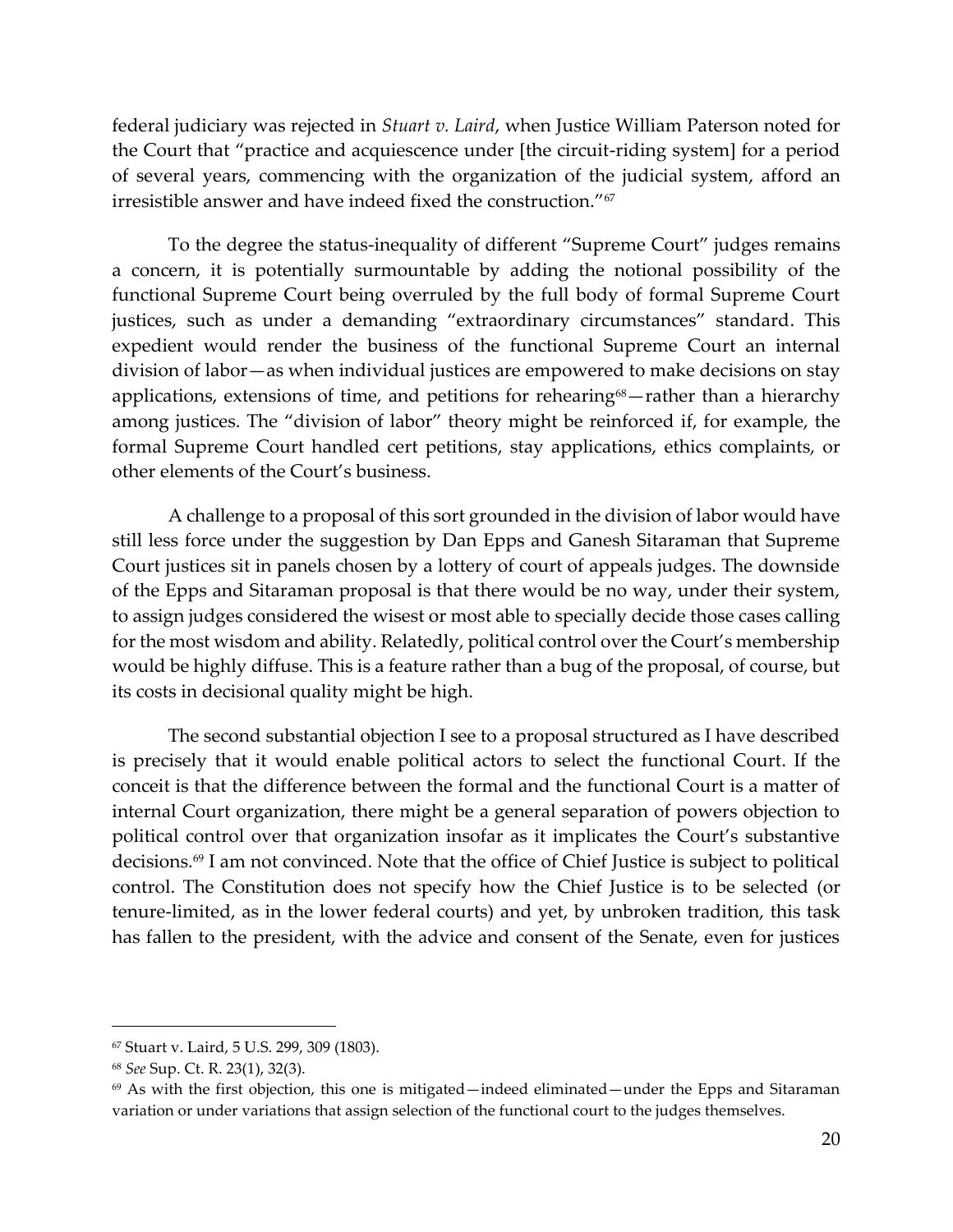federal judiciary was rejected in *Stuart v. Laird*, when Justice William Paterson noted for the Court that "practice and acquiescence under [the circuit-riding system] for a period of several years, commencing with the organization of the judicial system, afford an irresistible answer and have indeed fixed the construction."[67]

To the degree the status-inequality of different "Supreme Court" judges remains a concern, it is potentially surmountable by adding the notional possibility of the functional Supreme Court being overruled by the full body of formal Supreme Court justices, such as under a demanding "extraordinary circumstances" standard. This expedient would render the business of the functional Supreme Court an internal division of labor—as when individual justices are empowered to make decisions on stay applications, extensions of time, and petitions for rehearing[68]—rather than a hierarchy among justices. The "division of labor" theory might be reinforced if, for example, the formal Supreme Court handled cert petitions, stay applications, ethics complaints, or other elements of the Court's business.

A challenge to a proposal of this sort grounded in the division of labor would have still less force under the suggestion by Dan Epps and Ganesh Sitaraman that Supreme Court justices sit in panels chosen by a lottery of court of appeals judges. The downside of the Epps and Sitaraman proposal is that there would be no way, under their system, to assign judges considered the wisest or most able to specially decide those cases calling for the most wisdom and ability. Relatedly, political control over the Court's membership would be highly diffuse. This is a feature rather than a bug of the proposal, of course, but its costs in decisional quality might be high.

The second substantial objection I see to a proposal structured as I have described is precisely that it would enable political actors to select the functional Court. If the conceit is that the difference between the formal and the functional Court is a matter of internal Court organization, there might be a general separation of powers objection to political control over that organization insofar as it implicates the Court's substantive decisions.[69] I am not convinced. Note that the office of Chief Justice is subject to political control. The Constitution does not specify how the Chief Justice is to be selected (or tenure-limited, as in the lower federal courts) and yet, by unbroken tradition, this task has fallen to the president, with the advice and consent of the Senate, even for justices

---

[67] Stuart v. Laird, 5 U.S. 299, 309 (1803).

[68] *See* Sup. Ct. R. 23(1), 32(3).

[69] As with the first objection, this one is mitigated—indeed eliminated—under the Epps and Sitaraman variation or under variations that assign selection of the functional court to the judges themselves.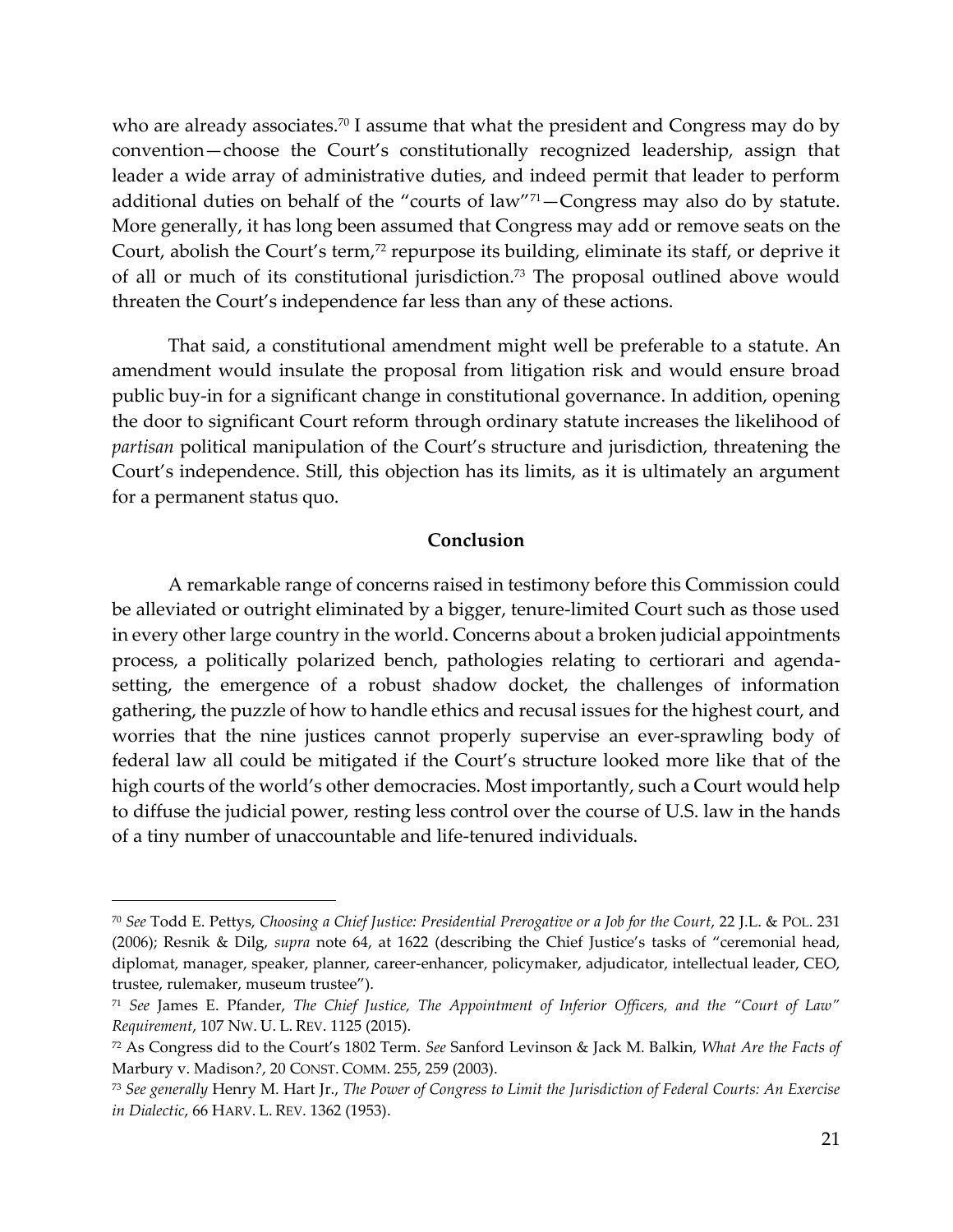who are already associates.[70] I assume that what the president and Congress may do by convention—choose the Court's constitutionally recognized leadership, assign that leader a wide array of administrative duties, and indeed permit that leader to perform additional duties on behalf of the "courts of law"[71]—Congress may also do by statute. More generally, it has long been assumed that Congress may add or remove seats on the Court, abolish the Court's term,[72] repurpose its building, eliminate its staff, or deprive it of all or much of its constitutional jurisdiction.[73] The proposal outlined above would threaten the Court's independence far less than any of these actions.

That said, a constitutional amendment might well be preferable to a statute. An amendment would insulate the proposal from litigation risk and would ensure broad public buy-in for a significant change in constitutional governance. In addition, opening the door to significant Court reform through ordinary statute increases the likelihood of *partisan* political manipulation of the Court's structure and jurisdiction, threatening the Court's independence. Still, this objection has its limits, as it is ultimately an argument for a permanent status quo.

## Conclusion

A remarkable range of concerns raised in testimony before this Commission could be alleviated or outright eliminated by a bigger, tenure-limited Court such as those used in every other large country in the world. Concerns about a broken judicial appointments process, a politically polarized bench, pathologies relating to certiorari and agenda-setting, the emergence of a robust shadow docket, the challenges of information gathering, the puzzle of how to handle ethics and recusal issues for the highest court, and worries that the nine justices cannot properly supervise an ever-sprawling body of federal law all could be mitigated if the Court's structure looked more like that of the high courts of the world's other democracies. Most importantly, such a Court would help to diffuse the judicial power, resting less control over the course of U.S. law in the hands of a tiny number of unaccountable and life-tenured individuals.

---

[70] *See* Todd E. Pettys, *Choosing a Chief Justice: Presidential Prerogative or a Job for the Court*, 22 J.L. & POL. 231 (2006); Resnik & Dilg, *supra* note 64, at 1622 (describing the Chief Justice's tasks of "ceremonial head, diplomat, manager, speaker, planner, career-enhancer, policymaker, adjudicator, intellectual leader, CEO, trustee, rulemaker, museum trustee").

[71] *See* James E. Pfander, *The Chief Justice, The Appointment of Inferior Officers, and the "Court of Law" Requirement*, 107 NW. U. L. REV. 1125 (2015).

[72] As Congress did to the Court's 1802 Term. *See* Sanford Levinson & Jack M. Balkin, *What Are the Facts of* Marbury v. Madison*?*, 20 CONST. COMM. 255, 259 (2003).

[73] *See generally* Henry M. Hart Jr., *The Power of Congress to Limit the Jurisdiction of Federal Courts: An Exercise in Dialectic*, 66 HARV. L. REV. 1362 (1953).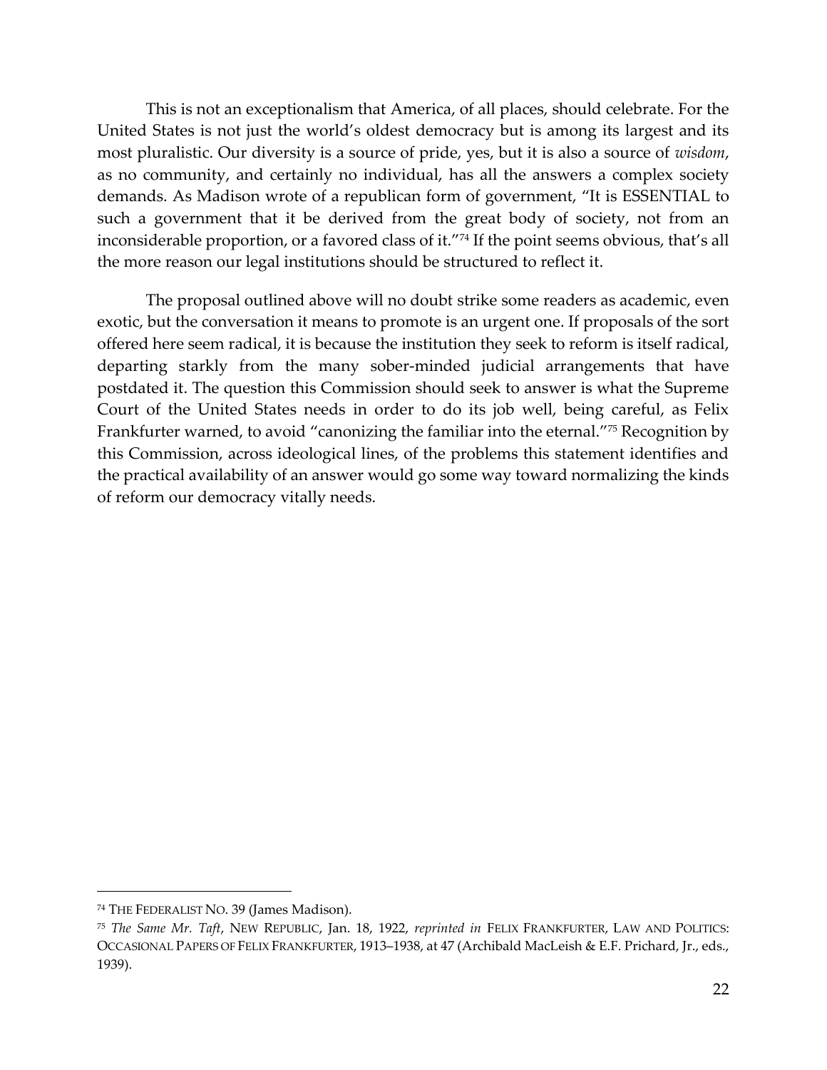This is not an exceptionalism that America, of all places, should celebrate. For the United States is not just the world's oldest democracy but is among its largest and its most pluralistic. Our diversity is a source of pride, yes, but it is also a source of *wisdom*, as no community, and certainly no individual, has all the answers a complex society demands. As Madison wrote of a republican form of government, "It is ESSENTIAL to such a government that it be derived from the great body of society, not from an inconsiderable proportion, or a favored class of it."[74] If the point seems obvious, that's all the more reason our legal institutions should be structured to reflect it.

The proposal outlined above will no doubt strike some readers as academic, even exotic, but the conversation it means to promote is an urgent one. If proposals of the sort offered here seem radical, it is because the institution they seek to reform is itself radical, departing starkly from the many sober-minded judicial arrangements that have postdated it. The question this Commission should seek to answer is what the Supreme Court of the United States needs in order to do its job well, being careful, as Felix Frankfurter warned, to avoid "canonizing the familiar into the eternal."[75] Recognition by this Commission, across ideological lines, of the problems this statement identifies and the practical availability of an answer would go some way toward normalizing the kinds of reform our democracy vitally needs.

---

[74] THE FEDERALIST NO. 39 (James Madison).

[75] *The Same Mr. Taft*, NEW REPUBLIC, Jan. 18, 1922, *reprinted in* FELIX FRANKFURTER, LAW AND POLITICS: OCCASIONAL PAPERS OF FELIX FRANKFURTER, 1913–1938, at 47 (Archibald MacLeish & E.F. Prichard, Jr., eds., 1939).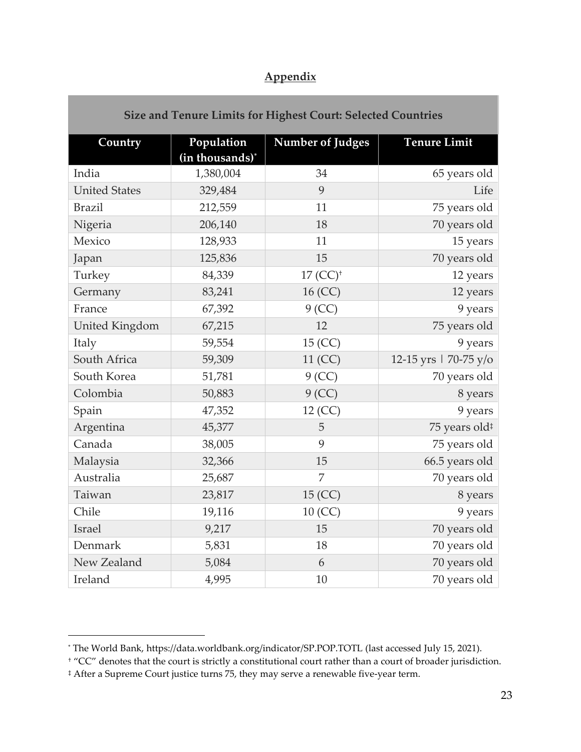## Appendix

| Size and Tenure Limits for Highest Court: Selected Countries | | | |
|---|---|---|---|
| **Country** | **Population (in thousands)*** | **Number of Judges** | **Tenure Limit** |
| India | 1,380,004 | 34 | 65 years old |
| United States | 329,484 | 9 | Life |
| Brazil | 212,559 | 11 | 75 years old |
| Nigeria | 206,140 | 18 | 70 years old |
| Mexico | 128,933 | 11 | 15 years |
| Japan | 125,836 | 15 | 70 years old |
| Turkey | 84,339 | 17 (CC)† | 12 years |
| Germany | 83,241 | 16 (CC) | 12 years |
| France | 67,392 | 9 (CC) | 9 years |
| United Kingdom | 67,215 | 12 | 75 years old |
| Italy | 59,554 | 15 (CC) | 9 years |
| South Africa | 59,309 | 11 (CC) | 12-15 yrs \| 70-75 y/o |
| South Korea | 51,781 | 9 (CC) | 70 years old |
| Colombia | 50,883 | 9 (CC) | 8 years |
| Spain | 47,352 | 12 (CC) | 9 years |
| Argentina | 45,377 | 5 | 75 years old‡ |
| Canada | 38,005 | 9 | 75 years old |
| Malaysia | 32,366 | 15 | 66.5 years old |
| Australia | 25,687 | 7 | 70 years old |
| Taiwan | 23,817 | 15 (CC) | 8 years |
| Chile | 19,116 | 10 (CC) | 9 years |
| Israel | 9,217 | 15 | 70 years old |
| Denmark | 5,831 | 18 | 70 years old |
| New Zealand | 5,084 | 6 | 70 years old |
| Ireland | 4,995 | 10 | 70 years old |

* The World Bank, https://data.worldbank.org/indicator/SP.POP.TOTL (last accessed July 15, 2021).

† "CC" denotes that the court is strictly a constitutional court rather than a court of broader jurisdiction.

‡ After a Supreme Court justice turns 75, they may serve a renewable five-year term.